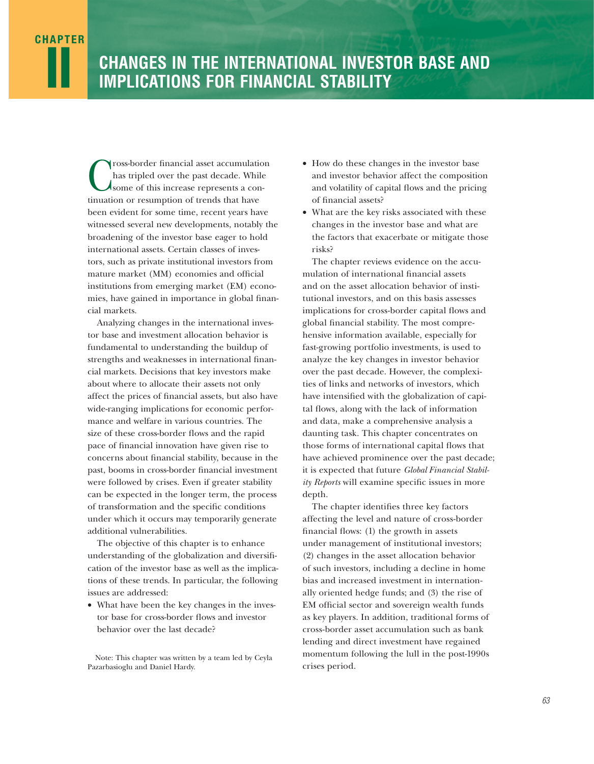# CHAPTER II

# CHANGES IN THE INTERNATIONAL INVESTOR BASE AND IMPLICATIONS FOR FINANCIAL STABILITY

Cross-border financial asset accumulation has tripled over the past decade. While some of this increase represents a continuation or resumption of trends that have been evident for some time, recent years have witnessed several new developments, notably the broadening of the investor base eager to hold international assets. Certain classes of investors, such as private institutional investors from mature market (MM) economies and official institutions from emerging market (EM) economies, have gained in importance in global financial markets.

Analyzing changes in the international investor base and investment allocation behavior is fundamental to understanding the buildup of strengths and weaknesses in international financial markets. Decisions that key investors make about where to allocate their assets not only affect the prices of financial assets, but also have wide-ranging implications for economic performance and welfare in various countries. The size of these cross-border flows and the rapid pace of financial innovation have given rise to concerns about financial stability, because in the past, booms in cross-border financial investment were followed by crises. Even if greater stability can be expected in the longer term, the process of transformation and the specific conditions under which it occurs may temporarily generate additional vulnerabilities.

The objective of this chapter is to enhance understanding of the globalization and diversification of the investor base as well as the implications of these trends. In particular, the following issues are addressed:

- What have been the key changes in the investor base for cross-border flows and investor behavior over the last decade?
- How do these changes in the investor base and investor behavior affect the composition and volatility of capital flows and the pricing of financial assets?
- What are the key risks associated with these changes in the investor base and what are the factors that exacerbate or mitigate those risks?

The chapter reviews evidence on the accumulation of international financial assets and on the asset allocation behavior of institutional investors, and on this basis assesses implications for cross-border capital flows and global financial stability. The most comprehensive information available, especially for fast-growing portfolio investments, is used to analyze the key changes in investor behavior over the past decade. However, the complexities of links and networks of investors, which have intensified with the globalization of capital flows, along with the lack of information and data, make a comprehensive analysis a daunting task. This chapter concentrates on those forms of international capital flows that have achieved prominence over the past decade; it is expected that future *Global Financial Stability Reports* will examine specific issues in more depth.

The chapter identifies three key factors affecting the level and nature of cross-border financial flows: (1) the growth in assets under management of institutional investors; (2) changes in the asset allocation behavior of such investors, including a decline in home bias and increased investment in internationally oriented hedge funds; and (3) the rise of EM official sector and sovereign wealth funds as key players. In addition, traditional forms of cross-border asset accumulation such as bank lending and direct investment have regained momentum following the lull in the post-1990s crises period.

Note: This chapter was written by a team led by Ceyla Pazarbasioglu and Daniel Hardy.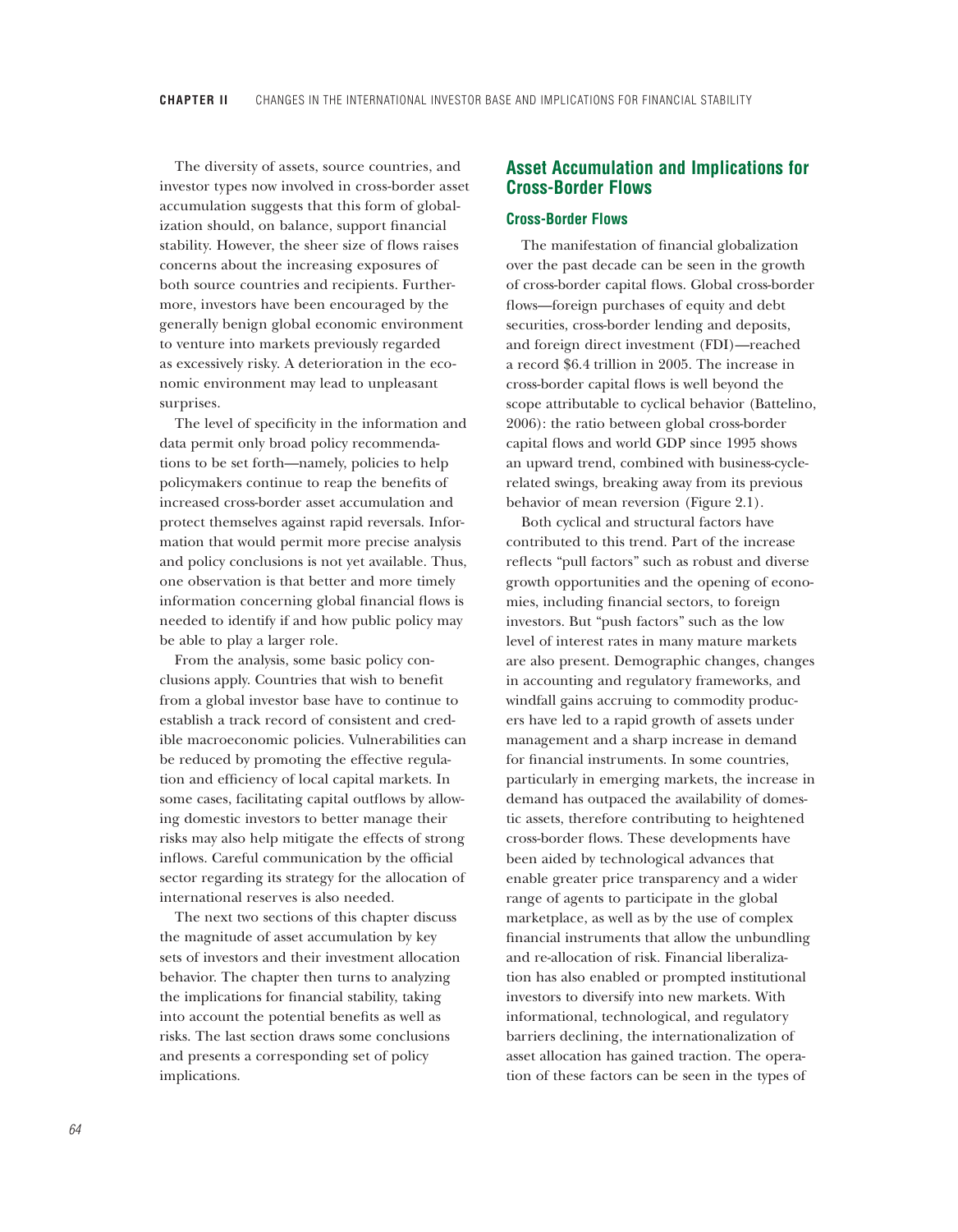The diversity of assets, source countries, and investor types now involved in cross-border asset accumulation suggests that this form of globalization should, on balance, support financial stability. However, the sheer size of flows raises concerns about the increasing exposures of both source countries and recipients. Furthermore, investors have been encouraged by the generally benign global economic environment to venture into markets previously regarded as excessively risky. A deterioration in the economic environment may lead to unpleasant surprises.

The level of specificity in the information and data permit only broad policy recommendations to be set forth—namely, policies to help policymakers continue to reap the benefits of increased cross-border asset accumulation and protect themselves against rapid reversals. Information that would permit more precise analysis and policy conclusions is not yet available. Thus, one observation is that better and more timely information concerning global financial flows is needed to identify if and how public policy may be able to play a larger role.

From the analysis, some basic policy conclusions apply. Countries that wish to benefit from a global investor base have to continue to establish a track record of consistent and credible macroeconomic policies. Vulnerabilities can be reduced by promoting the effective regulation and efficiency of local capital markets. In some cases, facilitating capital outflows by allowing domestic investors to better manage their risks may also help mitigate the effects of strong inflows. Careful communication by the official sector regarding its strategy for the allocation of international reserves is also needed.

The next two sections of this chapter discuss the magnitude of asset accumulation by key sets of investors and their investment allocation behavior. The chapter then turns to analyzing the implications for financial stability, taking into account the potential benefits as well as risks. The last section draws some conclusions and presents a corresponding set of policy implications.

## Asset Accumulation and Implications for Cross-Border Flows

### Cross-Border Flows

The manifestation of financial globalization over the past decade can be seen in the growth of cross-border capital flows. Global cross-border flows—foreign purchases of equity and debt securities, cross-border lending and deposits, and foreign direct investment (FDI)—reached a record $6.4 trillion in 2005. The increase in cross-border capital flows is well beyond the scope attributable to cyclical behavior (Battelino, 2006): the ratio between global cross-border capital flows and world GDP since 1995 shows an upward trend, combined with business-cycle-related swings, breaking away from its previous behavior of mean reversion (Figure 2.1).

Both cyclical and structural factors have contributed to this trend. Part of the increase reflects "pull factors" such as robust and diverse growth opportunities and the opening of economies, including financial sectors, to foreign investors. But "push factors" such as the low level of interest rates in many mature markets are also present. Demographic changes, changes in accounting and regulatory frameworks, and windfall gains accruing to commodity producers have led to a rapid growth of assets under management and a sharp increase in demand for financial instruments. In some countries, particularly in emerging markets, the increase in demand has outpaced the availability of domestic assets, therefore contributing to heightened cross-border flows. These developments have been aided by technological advances that enable greater price transparency and a wider range of agents to participate in the global marketplace, as well as by the use of complex financial instruments that allow the unbundling and re-allocation of risk. Financial liberalization has also enabled or prompted institutional investors to diversify into new markets. With informational, technological, and regulatory barriers declining, the internationalization of asset allocation has gained traction. The operation of these factors can be seen in the types of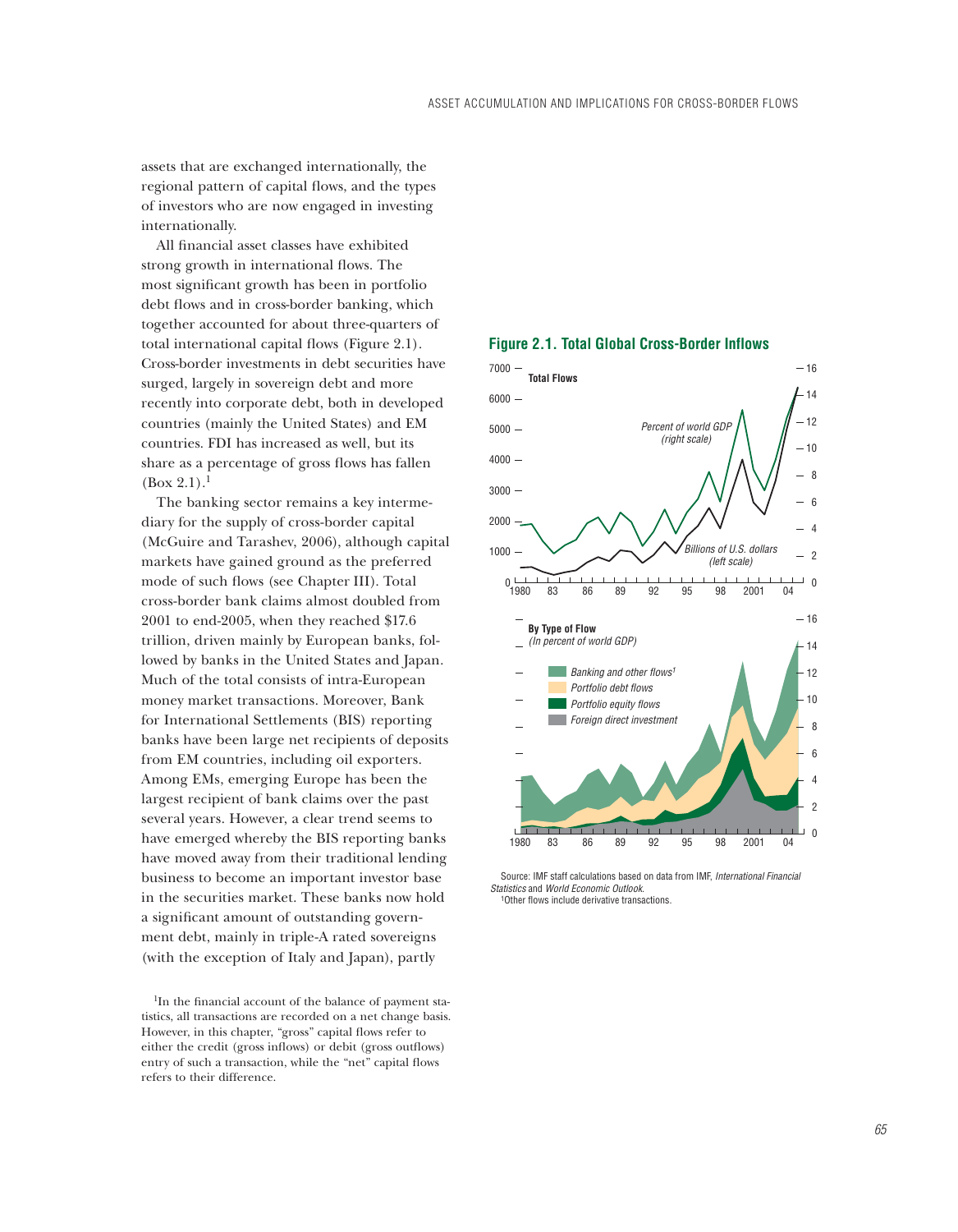assets that are exchanged internationally, the regional pattern of capital flows, and the types of investors who are now engaged in investing internationally.

All financial asset classes have exhibited strong growth in international flows. The most significant growth has been in portfolio debt flows and in cross-border banking, which together accounted for about three-quarters of total international capital flows (Figure 2.1). Cross-border investments in debt securities have surged, largely in sovereign debt and more recently into corporate debt, both in developed countries (mainly the United States) and EM countries. FDI has increased as well, but its share as a percentage of gross flows has fallen (Box 2.1).[1]

The banking sector remains a key intermediary for the supply of cross-border capital (McGuire and Tarashev, 2006), although capital markets have gained ground as the preferred mode of such flows (see Chapter III). Total cross-border bank claims almost doubled from 2001 to end-2005, when they reached $17.6 trillion, driven mainly by European banks, followed by banks in the United States and Japan. Much of the total consists of intra-European money market transactions. Moreover, Bank for International Settlements (BIS) reporting banks have been large net recipients of deposits from EM countries, including oil exporters. Among EMs, emerging Europe has been the largest recipient of bank claims over the past several years. However, a clear trend seems to have emerged whereby the BIS reporting banks have moved away from their traditional lending business to become an important investor base in the securities market. These banks now hold a significant amount of outstanding government debt, mainly in triple-A rated sovereigns (with the exception of Italy and Japan), partly

[1]In the financial account of the balance of payment statistics, all transactions are recorded on a net change basis. However, in this chapter, "gross" capital flows refer to either the credit (gross inflows) or debit (gross outflows) entry of such a transaction, while the "net" capital flows refers to their difference.

**Figure 2.1. Total Global Cross-Border Inflows**

Total Flows

Percent of world GDP (right scale)

Billions of U.S. dollars (left scale)

7000, 6000, 5000, 4000, 3000, 2000, 1000, 0

16, 14, 12, 10, 8, 6, 4, 2, 0

1980, 83, 86, 89, 92, 95, 98, 2001, 04

By Type of Flow
(In percent of world GDP)

Banking and other flows[1]
Portfolio debt flows
Portfolio equity flows
Foreign direct investment

16, 14, 12, 10, 8, 6, 4, 2, 0

1980, 83, 86, 89, 92, 95, 98, 2001, 04

Source: IMF staff calculations based on data from IMF, *International Financial Statistics* and *World Economic Outlook*.
[1]Other flows include derivative transactions.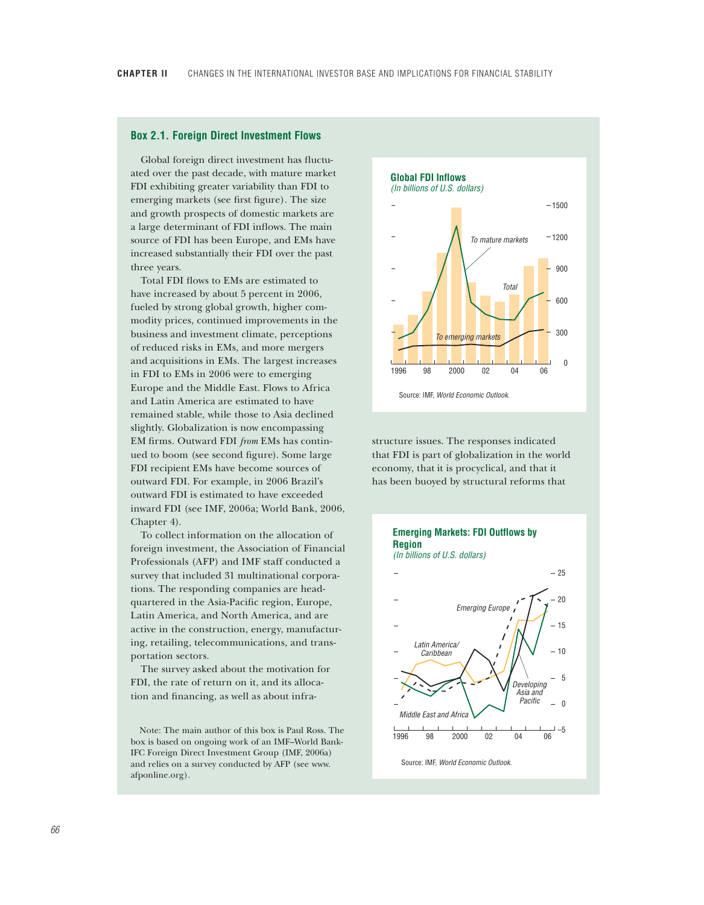## Box 2.1. Foreign Direct Investment Flows

Global foreign direct investment has fluctuated over the past decade, with mature market FDI exhibiting greater variability than FDI to emerging markets (see first figure). The size and growth prospects of domestic markets are a large determinant of FDI inflows. The main source of FDI has been Europe, and EMs have increased substantially their FDI over the past three years.

Total FDI flows to EMs are estimated to have increased by about 5 percent in 2006, fueled by strong global growth, higher commodity prices, continued improvements in the business and investment climate, perceptions of reduced risks in EMs, and more mergers and acquisitions in EMs. The largest increases in FDI to EMs in 2006 were to emerging Europe and the Middle East. Flows to Africa and Latin America are estimated to have remained stable, while those to Asia declined slightly. Globalization is now encompassing EM firms. Outward FDI *from* EMs has continued to boom (see second figure). Some large FDI recipient EMs have become sources of outward FDI. For example, in 2006 Brazil's outward FDI is estimated to have exceeded inward FDI (see IMF, 2006a; World Bank, 2006, Chapter 4).

To collect information on the allocation of foreign investment, the Association of Financial Professionals (AFP) and IMF staff conducted a survey that included 31 multinational corporations. The responding companies are headquartered in the Asia-Pacific region, Europe, Latin America, and North America, and are active in the construction, energy, manufacturing, retailing, telecommunications, and transportation sectors.

The survey asked about the motivation for FDI, the rate of return on it, and its allocation and financing, as well as about infrastructure issues. The responses indicated that FDI is part of globalization in the world economy, that it is procyclical, and that it has been buoyed by structural reforms that

Note: The main author of this box is Paul Ross. The box is based on ongoing work of an IMF–World Bank-IFC Foreign Direct Investment Group (IMF, 2006a) and relies on a survey conducted by AFP (see www.afponline.org).

**Global FDI Inflows**
*(In billions of U.S. dollars)*

Source: IMF, *World Economic Outlook.*

**Emerging Markets: FDI Outflows by Region**
*(In billions of U.S. dollars)*

Source: IMF, *World Economic Outlook.*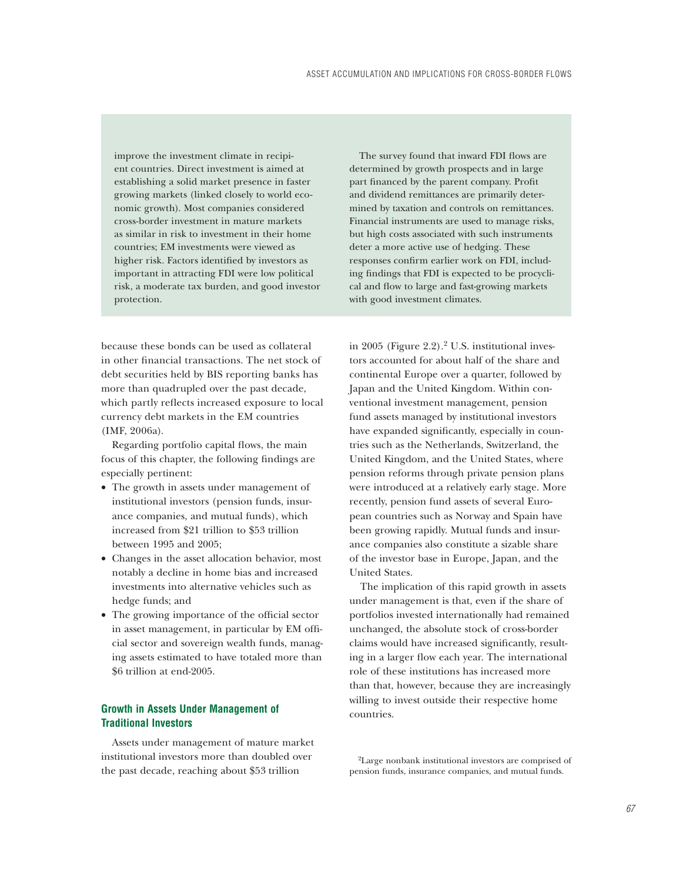improve the investment climate in recipient countries. Direct investment is aimed at establishing a solid market presence in faster growing markets (linked closely to world economic growth). Most companies considered cross-border investment in mature markets as similar in risk to investment in their home countries; EM investments were viewed as higher risk. Factors identified by investors as important in attracting FDI were low political risk, a moderate tax burden, and good investor protection.

The survey found that inward FDI flows are determined by growth prospects and in large part financed by the parent company. Profit and dividend remittances are primarily determined by taxation and controls on remittances. Financial instruments are used to manage risks, but high costs associated with such instruments deter a more active use of hedging. These responses confirm earlier work on FDI, including findings that FDI is expected to be procyclical and flow to large and fast-growing markets with good investment climates.

because these bonds can be used as collateral in other financial transactions. The net stock of debt securities held by BIS reporting banks has more than quadrupled over the past decade, which partly reflects increased exposure to local currency debt markets in the EM countries (IMF, 2006a).

Regarding portfolio capital flows, the main focus of this chapter, the following findings are especially pertinent:

- The growth in assets under management of institutional investors (pension funds, insurance companies, and mutual funds), which increased from $21 trillion to $53 trillion between 1995 and 2005;
- Changes in the asset allocation behavior, most notably a decline in home bias and increased investments into alternative vehicles such as hedge funds; and
- The growing importance of the official sector in asset management, in particular by EM official sector and sovereign wealth funds, managing assets estimated to have totaled more than $6 trillion at end-2005.

### Growth in Assets Under Management of Traditional Investors

Assets under management of mature market institutional investors more than doubled over the past decade, reaching about $53 trillion in 2005 (Figure 2.2).[2] U.S. institutional investors accounted for about half of the share and continental Europe over a quarter, followed by Japan and the United Kingdom. Within conventional investment management, pension fund assets managed by institutional investors have expanded significantly, especially in countries such as the Netherlands, Switzerland, the United Kingdom, and the United States, where pension reforms through private pension plans were introduced at a relatively early stage. More recently, pension fund assets of several European countries such as Norway and Spain have been growing rapidly. Mutual funds and insurance companies also constitute a sizable share of the investor base in Europe, Japan, and the United States.

The implication of this rapid growth in assets under management is that, even if the share of portfolios invested internationally had remained unchanged, the absolute stock of cross-border claims would have increased significantly, resulting in a larger flow each year. The international role of these institutions has increased more than that, however, because they are increasingly willing to invest outside their respective home countries.

[2]Large nonbank institutional investors are comprised of pension funds, insurance companies, and mutual funds.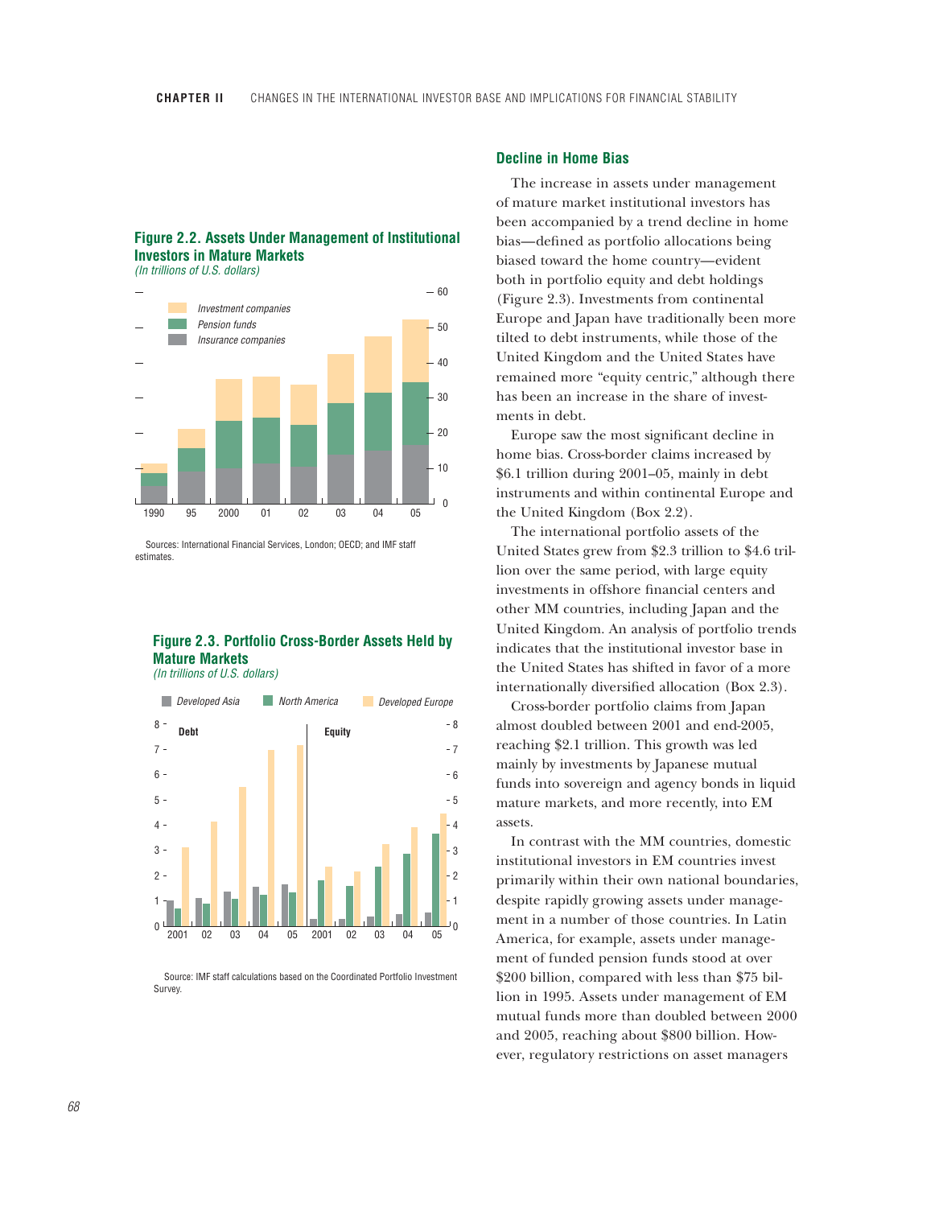**Figure 2.2. Assets Under Management of Institutional Investors in Mature Markets**
*(In trillions of U.S. dollars)*

Sources: International Financial Services, London; OECD; and IMF staff estimates.

**Figure 2.3. Portfolio Cross-Border Assets Held by Mature Markets**
*(In trillions of U.S. dollars)*

Source: IMF staff calculations based on the Coordinated Portfolio Investment Survey.

### Decline in Home Bias

The increase in assets under management of mature market institutional investors has been accompanied by a trend decline in home bias—defined as portfolio allocations being biased toward the home country—evident both in portfolio equity and debt holdings (Figure 2.3). Investments from continental Europe and Japan have traditionally been more tilted to debt instruments, while those of the United Kingdom and the United States have remained more "equity centric," although there has been an increase in the share of investments in debt.

Europe saw the most significant decline in home bias. Cross-border claims increased by $6.1 trillion during 2001–05, mainly in debt instruments and within continental Europe and the United Kingdom (Box 2.2).

The international portfolio assets of the United States grew from $2.3 trillion to $4.6 trillion over the same period, with large equity investments in offshore financial centers and other MM countries, including Japan and the United Kingdom. An analysis of portfolio trends indicates that the institutional investor base in the United States has shifted in favor of a more internationally diversified allocation (Box 2.3).

Cross-border portfolio claims from Japan almost doubled between 2001 and end-2005, reaching $2.1 trillion. This growth was led mainly by investments by Japanese mutual funds into sovereign and agency bonds in liquid mature markets, and more recently, into EM assets.

In contrast with the MM countries, domestic institutional investors in EM countries invest primarily within their own national boundaries, despite rapidly growing assets under management in a number of those countries. In Latin America, for example, assets under management of funded pension funds stood at over $200 billion, compared with less than $75 billion in 1995. Assets under management of EM mutual funds more than doubled between 2000 and 2005, reaching about $800 billion. However, regulatory restrictions on asset managers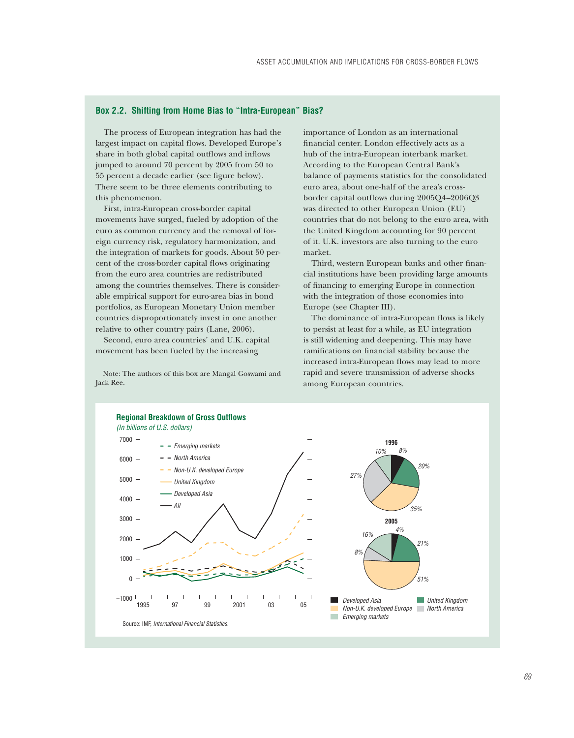## Box 2.2. Shifting from Home Bias to "Intra-European" Bias?

The process of European integration has had the largest impact on capital flows. Developed Europe's share in both global capital outflows and inflows jumped to around 70 percent by 2005 from 50 to 55 percent a decade earlier (see figure below). There seem to be three elements contributing to this phenomenon.

First, intra-European cross-border capital movements have surged, fueled by adoption of the euro as common currency and the removal of foreign currency risk, regulatory harmonization, and the integration of markets for goods. About 50 percent of the cross-border capital flows originating from the euro area countries are redistributed among the countries themselves. There is considerable empirical support for euro-area bias in bond portfolios, as European Monetary Union member countries disproportionately invest in one another relative to other country pairs (Lane, 2006).

Second, euro area countries' and U.K. capital movement has been fueled by the increasing importance of London as an international financial center. London effectively acts as a hub of the intra-European interbank market. According to the European Central Bank's balance of payments statistics for the consolidated euro area, about one-half of the area's cross-border capital outflows during 2005Q4–2006Q3 was directed to other European Union (EU) countries that do not belong to the euro area, with the United Kingdom accounting for 90 percent of it. U.K. investors are also turning to the euro market.

Third, western European banks and other financial institutions have been providing large amounts of financing to emerging Europe in connection with the integration of those economies into Europe (see Chapter III).

The dominance of intra-European flows is likely to persist at least for a while, as EU integration is still widening and deepening. This may have ramifications on financial stability because the increased intra-European flows may lead to more rapid and severe transmission of adverse shocks among European countries.

Note: The authors of this box are Mangal Goswami and Jack Ree.

**Regional Breakdown of Gross Outflows**
*(In billions of U.S. dollars)*

Source: IMF, *International Financial Statistics.*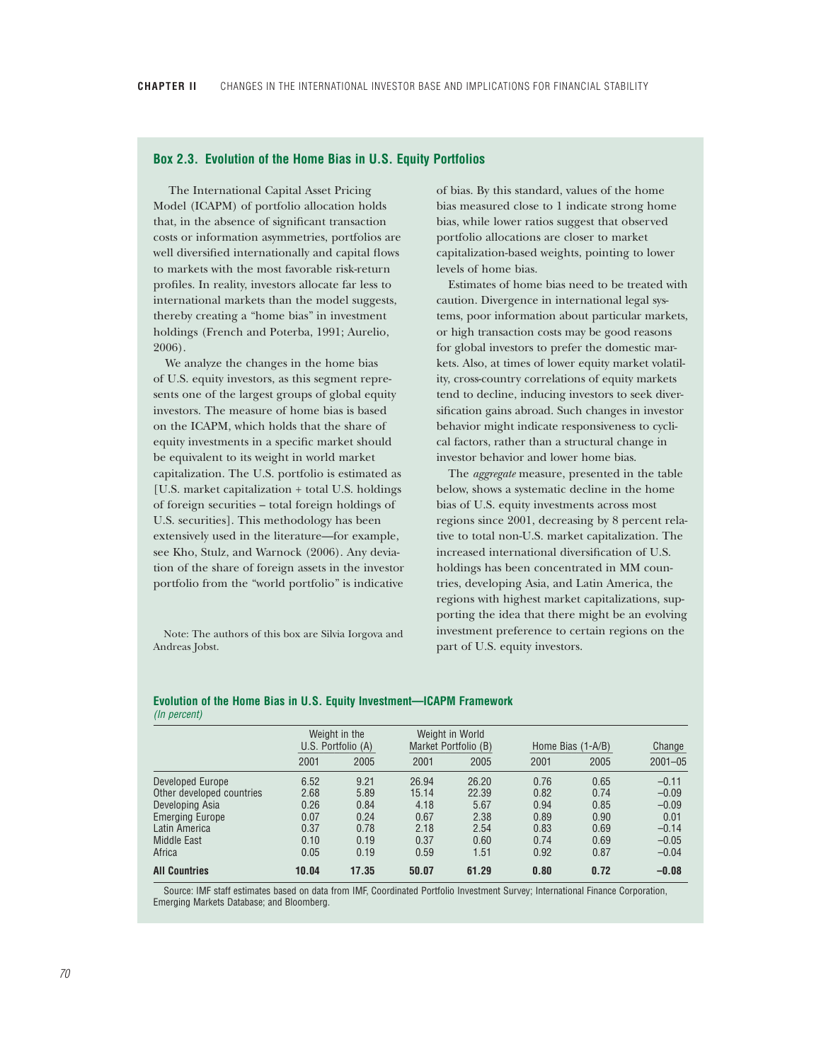## Box 2.3. Evolution of the Home Bias in U.S. Equity Portfolios

The International Capital Asset Pricing Model (ICAPM) of portfolio allocation holds that, in the absence of significant transaction costs or information asymmetries, portfolios are well diversified internationally and capital flows to markets with the most favorable risk-return profiles. In reality, investors allocate far less to international markets than the model suggests, thereby creating a "home bias" in investment holdings (French and Poterba, 1991; Aurelio, 2006).

We analyze the changes in the home bias of U.S. equity investors, as this segment represents one of the largest groups of global equity investors. The measure of home bias is based on the ICAPM, which holds that the share of equity investments in a specific market should be equivalent to its weight in world market capitalization. The U.S. portfolio is estimated as [U.S. market capitalization + total U.S. holdings of foreign securities – total foreign holdings of U.S. securities]. This methodology has been extensively used in the literature—for example, see Kho, Stulz, and Warnock (2006). Any deviation of the share of foreign assets in the investor portfolio from the "world portfolio" is indicative of bias. By this standard, values of the home bias measured close to 1 indicate strong home bias, while lower ratios suggest that observed portfolio allocations are closer to market capitalization-based weights, pointing to lower levels of home bias.

Estimates of home bias need to be treated with caution. Divergence in international legal systems, poor information about particular markets, or high transaction costs may be good reasons for global investors to prefer the domestic markets. Also, at times of lower equity market volatility, cross-country correlations of equity markets tend to decline, inducing investors to seek diversification gains abroad. Such changes in investor behavior might indicate responsiveness to cyclical factors, rather than a structural change in investor behavior and lower home bias.

The *aggregate* measure, presented in the table below, shows a systematic decline in the home bias of U.S. equity investments across most regions since 2001, decreasing by 8 percent relative to total non-U.S. market capitalization. The increased international diversification of U.S. holdings has been concentrated in MM countries, developing Asia, and Latin America, the regions with highest market capitalizations, supporting the idea that there might be an evolving investment preference to certain regions on the part of U.S. equity investors.

Note: The authors of this box are Silvia Iorgova and Andreas Jobst.

**Evolution of the Home Bias in U.S. Equity Investment—ICAPM Framework**
*(In percent)*

| | Weight in the U.S. Portfolio (A) | | Weight in World Market Portfolio (B) | | Home Bias (1-A/B) | | Change |
|---|---|---|---|---|---|---|---|
| | 2001 | 2005 | 2001 | 2005 | 2001 | 2005 | 2001–05 |
| Developed Europe | 6.52 | 9.21 | 26.94 | 26.20 | 0.76 | 0.65 | –0.11 |
| Other developed countries | 2.68 | 5.89 | 15.14 | 22.39 | 0.82 | 0.74 | –0.09 |
| Developing Asia | 0.26 | 0.84 | 4.18 | 5.67 | 0.94 | 0.85 | –0.09 |
| Emerging Europe | 0.07 | 0.24 | 0.67 | 2.38 | 0.89 | 0.90 | 0.01 |
| Latin America | 0.37 | 0.78 | 2.18 | 2.54 | 0.83 | 0.69 | –0.14 |
| Middle East | 0.10 | 0.19 | 0.37 | 0.60 | 0.74 | 0.69 | –0.05 |
| Africa | 0.05 | 0.19 | 0.59 | 1.51 | 0.92 | 0.87 | –0.04 |
| **All Countries** | **10.04** | **17.35** | **50.07** | **61.29** | **0.80** | **0.72** | **–0.08** |

Source: IMF staff estimates based on data from IMF, Coordinated Portfolio Investment Survey; International Finance Corporation, Emerging Markets Database; and Bloomberg.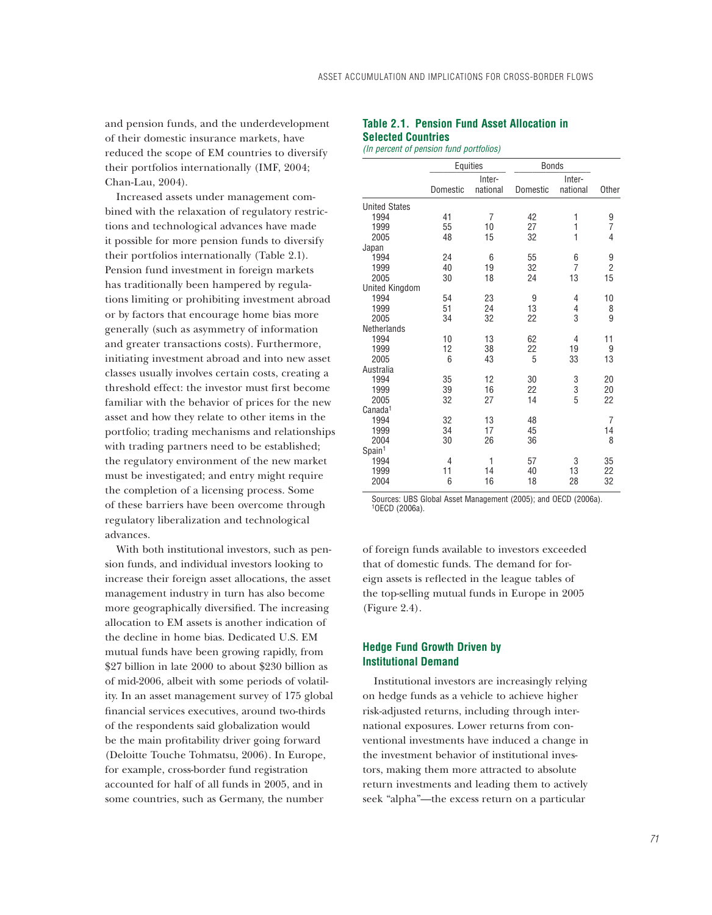and pension funds, and the underdevelopment of their domestic insurance markets, have reduced the scope of EM countries to diversify their portfolios internationally (IMF, 2004; Chan-Lau, 2004).

Increased assets under management combined with the relaxation of regulatory restrictions and technological advances have made it possible for more pension funds to diversify their portfolios internationally (Table 2.1). Pension fund investment in foreign markets has traditionally been hampered by regulations limiting or prohibiting investment abroad or by factors that encourage home bias more generally (such as asymmetry of information and greater transactions costs). Furthermore, initiating investment abroad and into new asset classes usually involves certain costs, creating a threshold effect: the investor must first become familiar with the behavior of prices for the new asset and how they relate to other items in the portfolio; trading mechanisms and relationships with trading partners need to be established; the regulatory environment of the new market must be investigated; and entry might require the completion of a licensing process. Some of these barriers have been overcome through regulatory liberalization and technological advances.

With both institutional investors, such as pension funds, and individual investors looking to increase their foreign asset allocations, the asset management industry in turn has also become more geographically diversified. The increasing allocation to EM assets is another indication of the decline in home bias. Dedicated U.S. EM mutual funds have been growing rapidly, from $27 billion in late 2000 to about $230 billion as of mid-2006, albeit with some periods of volatility. In an asset management survey of 175 global financial services executives, around two-thirds of the respondents said globalization would be the main profitability driver going forward (Deloitte Touche Tohmatsu, 2006). In Europe, for example, cross-border fund registration accounted for half of all funds in 2005, and in some countries, such as Germany, the number of foreign funds available to investors exceeded that of domestic funds. The demand for foreign assets is reflected in the league tables of the top-selling mutual funds in Europe in 2005 (Figure 2.4).

**Table 2.1. Pension Fund Asset Allocation in Selected Countries**

*(In percent of pension fund portfolios)*

| | Equities | | Bonds | | |
|---|---|---|---|---|---|
| | Domestic | International | Domestic | International | Other |
| United States | | | | | |
| 1994 | 41 | 7 | 42 | 1 | 9 |
| 1999 | 55 | 10 | 27 | 1 | 7 |
| 2005 | 48 | 15 | 32 | 1 | 4 |
| Japan | | | | | |
| 1994 | 24 | 6 | 55 | 6 | 9 |
| 1999 | 40 | 19 | 32 | 7 | 2 |
| 2005 | 30 | 18 | 24 | 13 | 15 |
| United Kingdom | | | | | |
| 1994 | 54 | 23 | 9 | 4 | 10 |
| 1999 | 51 | 24 | 13 | 4 | 8 |
| 2005 | 34 | 32 | 22 | 3 | 9 |
| Netherlands | | | | | |
| 1994 | 10 | 13 | 62 | 4 | 11 |
| 1999 | 12 | 38 | 22 | 19 | 9 |
| 2005 | 6 | 43 | 5 | 33 | 13 |
| Australia | | | | | |
| 1994 | 35 | 12 | 30 | 3 | 20 |
| 1999 | 39 | 16 | 22 | 3 | 20 |
| 2005 | 32 | 27 | 14 | 5 | 22 |
| Canada[1] | | | | | |
| 1994 | 32 | 13 | 48 | | 7 |
| 1999 | 34 | 17 | 45 | | 14 |
| 2004 | 30 | 26 | 36 | | 8 |
| Spain[1] | | | | | |
| 1994 | 4 | 1 | 57 | 3 | 35 |
| 1999 | 11 | 14 | 40 | 13 | 22 |
| 2004 | 6 | 16 | 18 | 28 | 32 |

Sources: UBS Global Asset Management (2005); and OECD (2006a).
[1]OECD (2006a).

## Hedge Fund Growth Driven by Institutional Demand

Institutional investors are increasingly relying on hedge funds as a vehicle to achieve higher risk-adjusted returns, including through international exposures. Lower returns from conventional investments have induced a change in the investment behavior of institutional investors, making them more attracted to absolute return investments and leading them to actively seek "alpha"—the excess return on a particular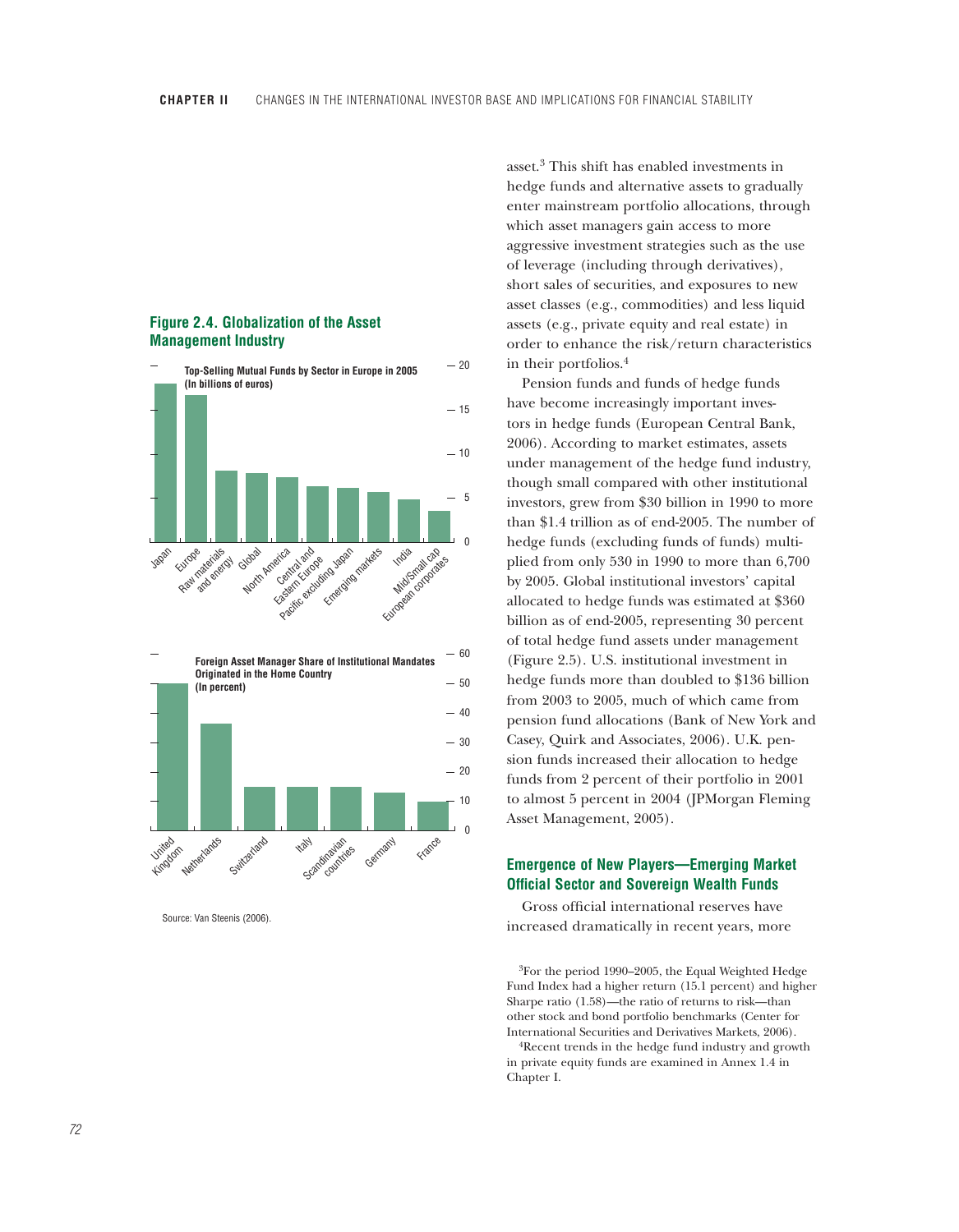**Figure 2.4. Globalization of the Asset Management Industry**

Top-Selling Mutual Funds by Sector in Europe in 2005 (In billions of euros)

Foreign Asset Manager Share of Institutional Mandates Originated in the Home Country (In percent)

Source: Van Steenis (2006).

asset.[3] This shift has enabled investments in hedge funds and alternative assets to gradually enter mainstream portfolio allocations, through which asset managers gain access to more aggressive investment strategies such as the use of leverage (including through derivatives), short sales of securities, and exposures to new asset classes (e.g., commodities) and less liquid assets (e.g., private equity and real estate) in order to enhance the risk/return characteristics in their portfolios.[4]

Pension funds and funds of hedge funds have become increasingly important investors in hedge funds (European Central Bank, 2006). According to market estimates, assets under management of the hedge fund industry, though small compared with other institutional investors, grew from $30 billion in 1990 to more than $1.4 trillion as of end-2005. The number of hedge funds (excluding funds of funds) multiplied from only 530 in 1990 to more than 6,700 by 2005. Global institutional investors' capital allocated to hedge funds was estimated at $360 billion as of end-2005, representing 30 percent of total hedge fund assets under management (Figure 2.5). U.S. institutional investment in hedge funds more than doubled to $136 billion from 2003 to 2005, much of which came from pension fund allocations (Bank of New York and Casey, Quirk and Associates, 2006). U.K. pension funds increased their allocation to hedge funds from 2 percent of their portfolio in 2001 to almost 5 percent in 2004 (JPMorgan Fleming Asset Management, 2005).

## Emergence of New Players—Emerging Market Official Sector and Sovereign Wealth Funds

Gross official international reserves have increased dramatically in recent years, more

[3]For the period 1990–2005, the Equal Weighted Hedge Fund Index had a higher return (15.1 percent) and higher Sharpe ratio (1.58)—the ratio of returns to risk—than other stock and bond portfolio benchmarks (Center for International Securities and Derivatives Markets, 2006).

[4]Recent trends in the hedge fund industry and growth in private equity funds are examined in Annex 1.4 in Chapter I.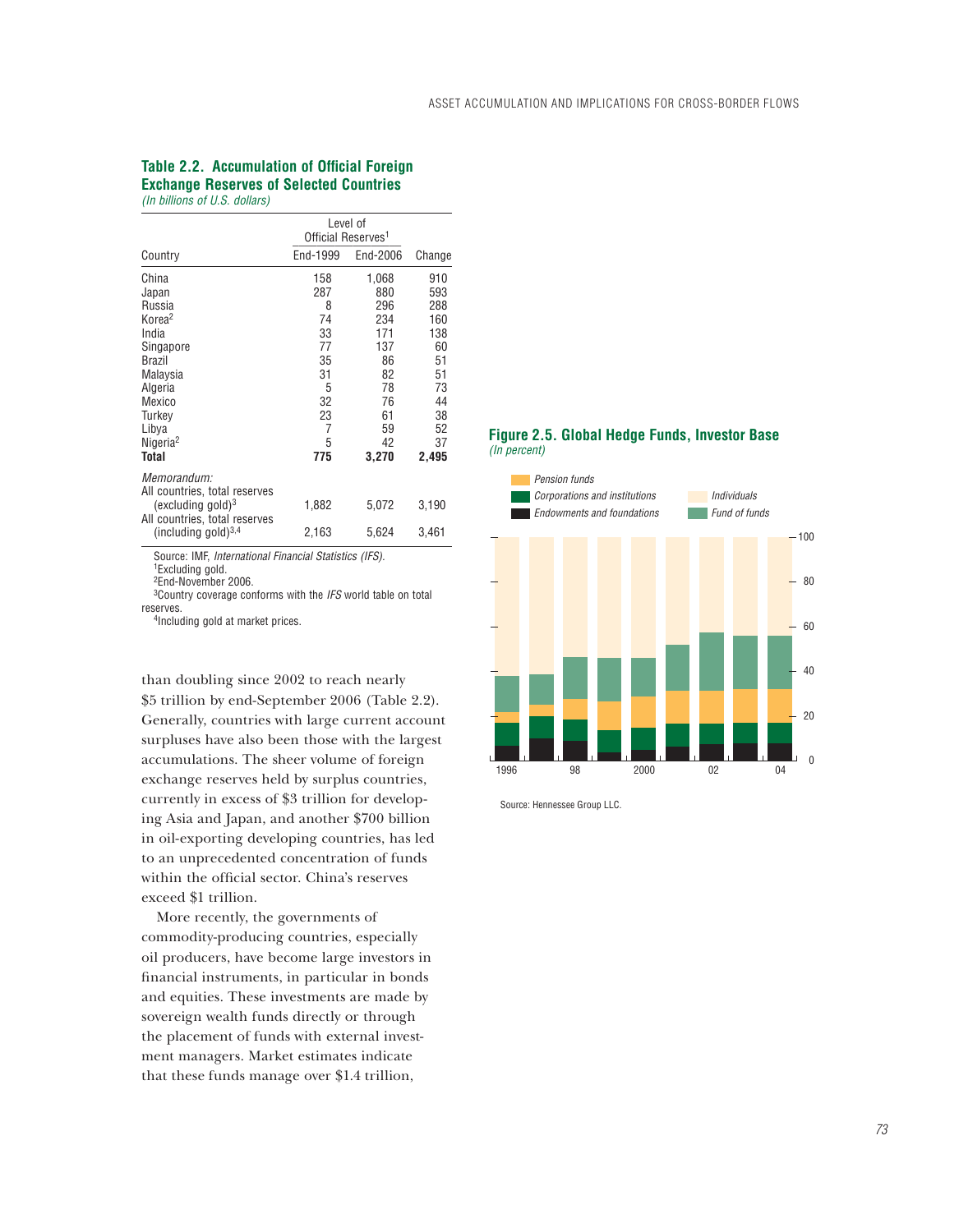**Table 2.2. Accumulation of Official Foreign Exchange Reserves of Selected Countries**
*(In billions of U.S. dollars)*

| Country | Level of Official Reserves[1] End-1999 | End-2006 | Change |
|---|---|---|---|
| China | 158 | 1,068 | 910 |
| Japan | 287 | 880 | 593 |
| Russia | 8 | 296 | 288 |
| Korea[2] | 74 | 234 | 160 |
| India | 33 | 171 | 138 |
| Singapore | 77 | 137 | 60 |
| Brazil | 35 | 86 | 51 |
| Malaysia | 31 | 82 | 51 |
| Algeria | 5 | 78 | 73 |
| Mexico | 32 | 76 | 44 |
| Turkey | 23 | 61 | 38 |
| Libya | 7 | 59 | 52 |
| Nigeria[2] | 5 | 42 | 37 |
| **Total** | **775** | **3,270** | **2,495** |
| *Memorandum:* | | | |
| All countries, total reserves (excluding gold)[3] | 1,882 | 5,072 | 3,190 |
| All countries, total reserves (including gold)[3,4] | 2,163 | 5,624 | 3,461 |

Source: IMF, *International Financial Statistics (IFS).*
[1]Excluding gold.
[2]End-November 2006.
[3]Country coverage conforms with the *IFS* world table on total reserves.
[4]Including gold at market prices.

than doubling since 2002 to reach nearly $5 trillion by end-September 2006 (Table 2.2). Generally, countries with large current account surpluses have also been those with the largest accumulations. The sheer volume of foreign exchange reserves held by surplus countries, currently in excess of $3 trillion for developing Asia and Japan, and another $700 billion in oil-exporting developing countries, has led to an unprecedented concentration of funds within the official sector. China's reserves exceed $1 trillion.

More recently, the governments of commodity-producing countries, especially oil producers, have become large investors in financial instruments, in particular in bonds and equities. These investments are made by sovereign wealth funds directly or through the placement of funds with external investment managers. Market estimates indicate that these funds manage over $1.4 trillion,

**Figure 2.5. Global Hedge Funds, Investor Base**
*(In percent)*

Source: Hennessee Group LLC.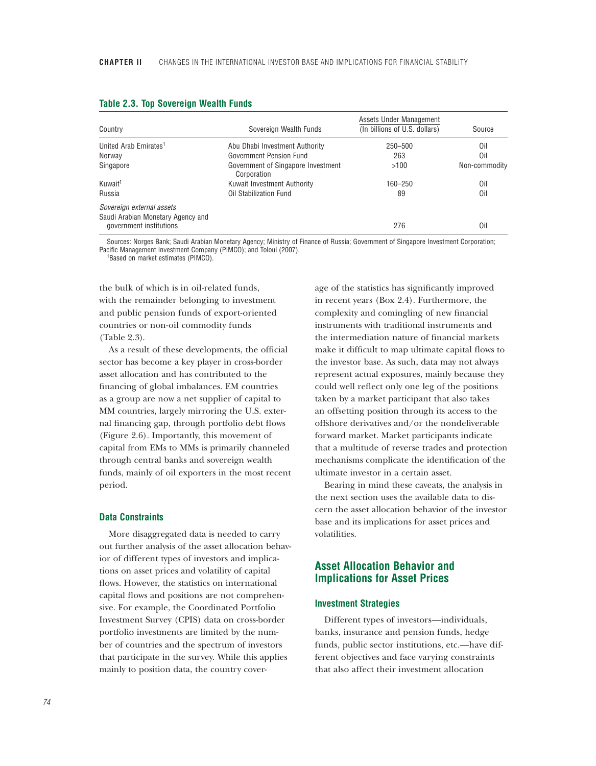**Table 2.3. Top Sovereign Wealth Funds**

| Country | Sovereign Wealth Funds | Assets Under Management (In billions of U.S. dollars) | Source |
|---|---|---|---|
| United Arab Emirates[1] | Abu Dhabi Investment Authority | 250–500 | Oil |
| Norway | Government Pension Fund | 263 | Oil |
| Singapore | Government of Singapore Investment Corporation | >100 | Non-commodity |
| Kuwait[1] | Kuwait Investment Authority | 160–250 | Oil |
| Russia | Oil Stabilization Fund | 89 | Oil |
| *Sovereign external assets* | | | |
| Saudi Arabian Monetary Agency and government institutions | | 276 | Oil |

Sources: Norges Bank; Saudi Arabian Monetary Agency; Ministry of Finance of Russia; Government of Singapore Investment Corporation; Pacific Management Investment Company (PIMCO); and Toloui (2007).
[1]Based on market estimates (PIMCO).

the bulk of which is in oil-related funds, with the remainder belonging to investment and public pension funds of export-oriented countries or non-oil commodity funds (Table 2.3).

As a result of these developments, the official sector has become a key player in cross-border asset allocation and has contributed to the financing of global imbalances. EM countries as a group are now a net supplier of capital to MM countries, largely mirroring the U.S. external financing gap, through portfolio debt flows (Figure 2.6). Importantly, this movement of capital from EMs to MMs is primarily channeled through central banks and sovereign wealth funds, mainly of oil exporters in the most recent period.

### Data Constraints

More disaggregated data is needed to carry out further analysis of the asset allocation behavior of different types of investors and implications on asset prices and volatility of capital flows. However, the statistics on international capital flows and positions are not comprehensive. For example, the Coordinated Portfolio Investment Survey (CPIS) data on cross-border portfolio investments are limited by the number of countries and the spectrum of investors that participate in the survey. While this applies mainly to position data, the country coverage of the statistics has significantly improved in recent years (Box 2.4). Furthermore, the complexity and comingling of new financial instruments with traditional instruments and the intermediation nature of financial markets make it difficult to map ultimate capital flows to the investor base. As such, data may not always represent actual exposures, mainly because they could well reflect only one leg of the positions taken by a market participant that also takes an offsetting position through its access to the offshore derivatives and/or the nondeliverable forward market. Market participants indicate that a multitude of reverse trades and protection mechanisms complicate the identification of the ultimate investor in a certain asset.

Bearing in mind these caveats, the analysis in the next section uses the available data to discern the asset allocation behavior of the investor base and its implications for asset prices and volatilities.

## Asset Allocation Behavior and Implications for Asset Prices

### Investment Strategies

Different types of investors—individuals, banks, insurance and pension funds, hedge funds, public sector institutions, etc.—have different objectives and face varying constraints that also affect their investment allocation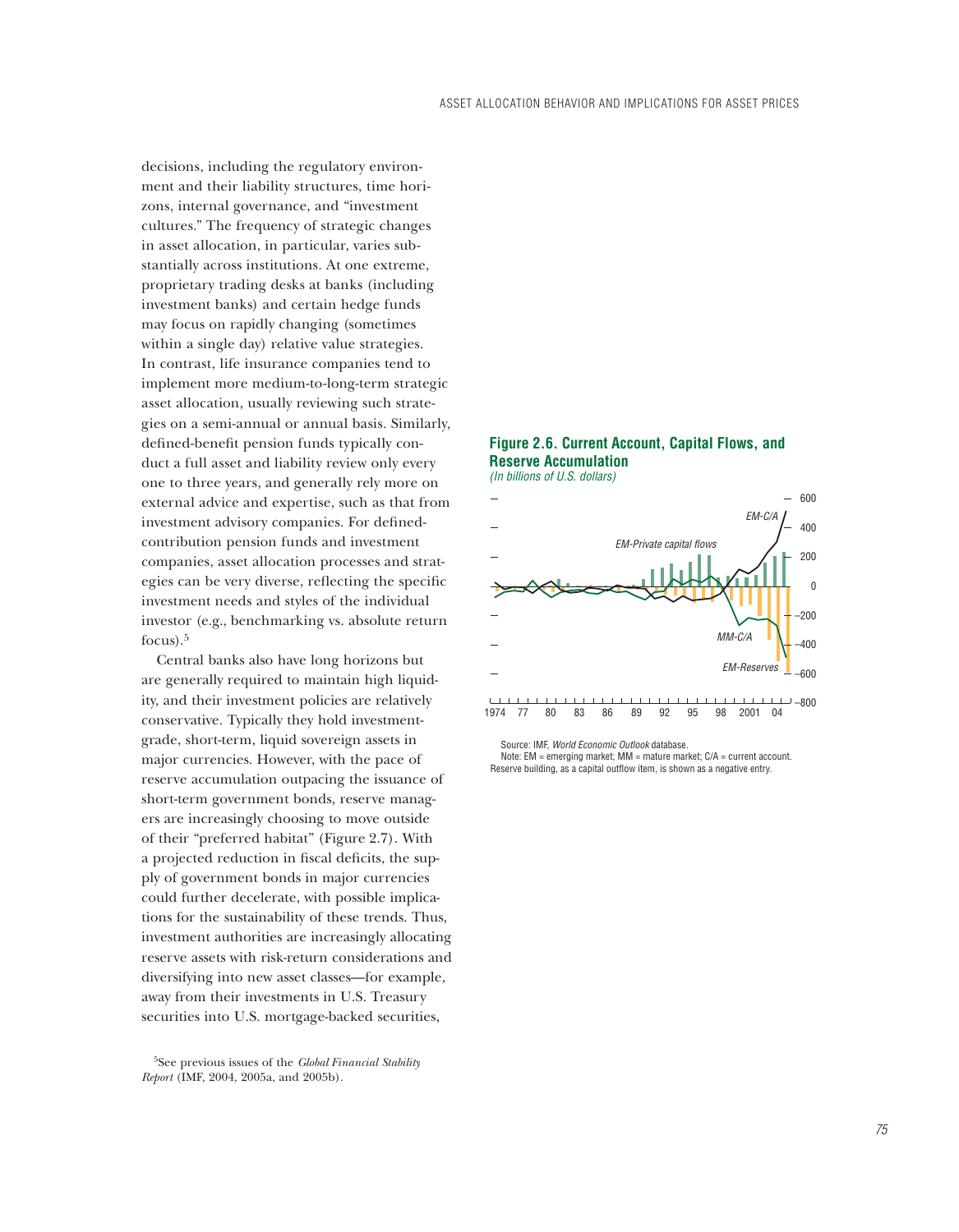decisions, including the regulatory environment and their liability structures, time horizons, internal governance, and "investment cultures." The frequency of strategic changes in asset allocation, in particular, varies substantially across institutions. At one extreme, proprietary trading desks at banks (including investment banks) and certain hedge funds may focus on rapidly changing (sometimes within a single day) relative value strategies. In contrast, life insurance companies tend to implement more medium-to-long-term strategic asset allocation, usually reviewing such strategies on a semi-annual or annual basis. Similarly, defined-benefit pension funds typically conduct a full asset and liability review only every one to three years, and generally rely more on external advice and expertise, such as that from investment advisory companies. For defined-contribution pension funds and investment companies, asset allocation processes and strategies can be very diverse, reflecting the specific investment needs and styles of the individual investor (e.g., benchmarking vs. absolute return focus).[5]

Central banks also have long horizons but are generally required to maintain high liquidity, and their investment policies are relatively conservative. Typically they hold investment-grade, short-term, liquid sovereign assets in major currencies. However, with the pace of reserve accumulation outpacing the issuance of short-term government bonds, reserve managers are increasingly choosing to move outside of their "preferred habitat" (Figure 2.7). With a projected reduction in fiscal deficits, the supply of government bonds in major currencies could further decelerate, with possible implications for the sustainability of these trends. Thus, investment authorities are increasingly allocating reserve assets with risk-return considerations and diversifying into new asset classes—for example, away from their investments in U.S. Treasury securities into U.S. mortgage-backed securities,

[5] See previous issues of the *Global Financial Stability Report* (IMF, 2004, 2005a, and 2005b).

**Figure 2.6. Current Account, Capital Flows, and Reserve Accumulation**
*(In billions of U.S. dollars)*

Source: IMF, *World Economic Outlook* database.
Note: EM = emerging market; MM = mature market; C/A = current account. Reserve building, as a capital outflow item, is shown as a negative entry.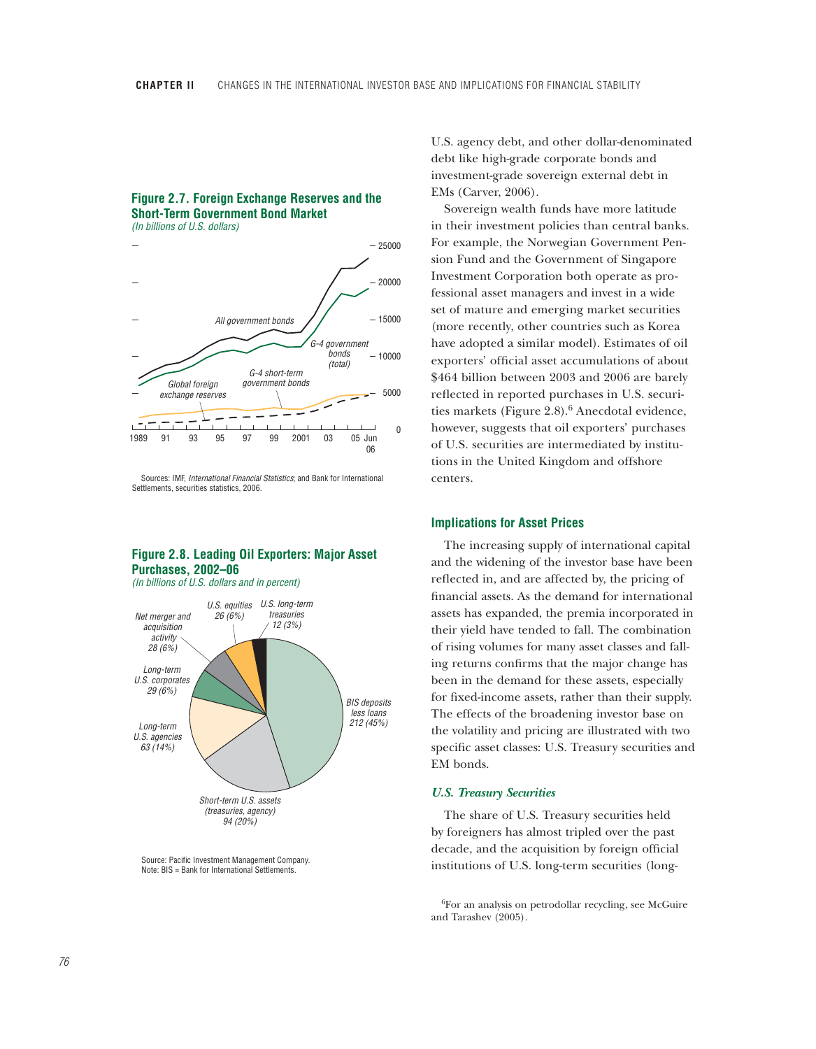**Figure 2.7. Foreign Exchange Reserves and the Short-Term Government Bond Market**
*(In billions of U.S. dollars)*

Sources: IMF, *International Financial Statistics*; and Bank for International Settlements, securities statistics, 2006.

**Figure 2.8. Leading Oil Exporters: Major Asset Purchases, 2002–06**
*(In billions of U.S. dollars and in percent)*

Source: Pacific Investment Management Company.
Note: BIS = Bank for International Settlements.

U.S. agency debt, and other dollar-denominated debt like high-grade corporate bonds and investment-grade sovereign external debt in EMs (Carver, 2006).

Sovereign wealth funds have more latitude in their investment policies than central banks. For example, the Norwegian Government Pension Fund and the Government of Singapore Investment Corporation both operate as professional asset managers and invest in a wide set of mature and emerging market securities (more recently, other countries such as Korea have adopted a similar model). Estimates of oil exporters' official asset accumulations of about \$464 billion between 2003 and 2006 are barely reflected in reported purchases in U.S. securities markets (Figure 2.8).[6] Anecdotal evidence, however, suggests that oil exporters' purchases of U.S. securities are intermediated by institutions in the United Kingdom and offshore centers.

## Implications for Asset Prices

The increasing supply of international capital and the widening of the investor base have been reflected in, and are affected by, the pricing of financial assets. As the demand for international assets has expanded, the premia incorporated in their yield have tended to fall. The combination of rising volumes for many asset classes and falling returns confirms that the major change has been in the demand for these assets, especially for fixed-income assets, rather than their supply. The effects of the broadening investor base on the volatility and pricing are illustrated with two specific asset classes: U.S. Treasury securities and EM bonds.

### *U.S. Treasury Securities*

The share of U.S. Treasury securities held by foreigners has almost tripled over the past decade, and the acquisition by foreign official institutions of U.S. long-term securities (long-

[6]For an analysis on petrodollar recycling, see McGuire and Tarashev (2005).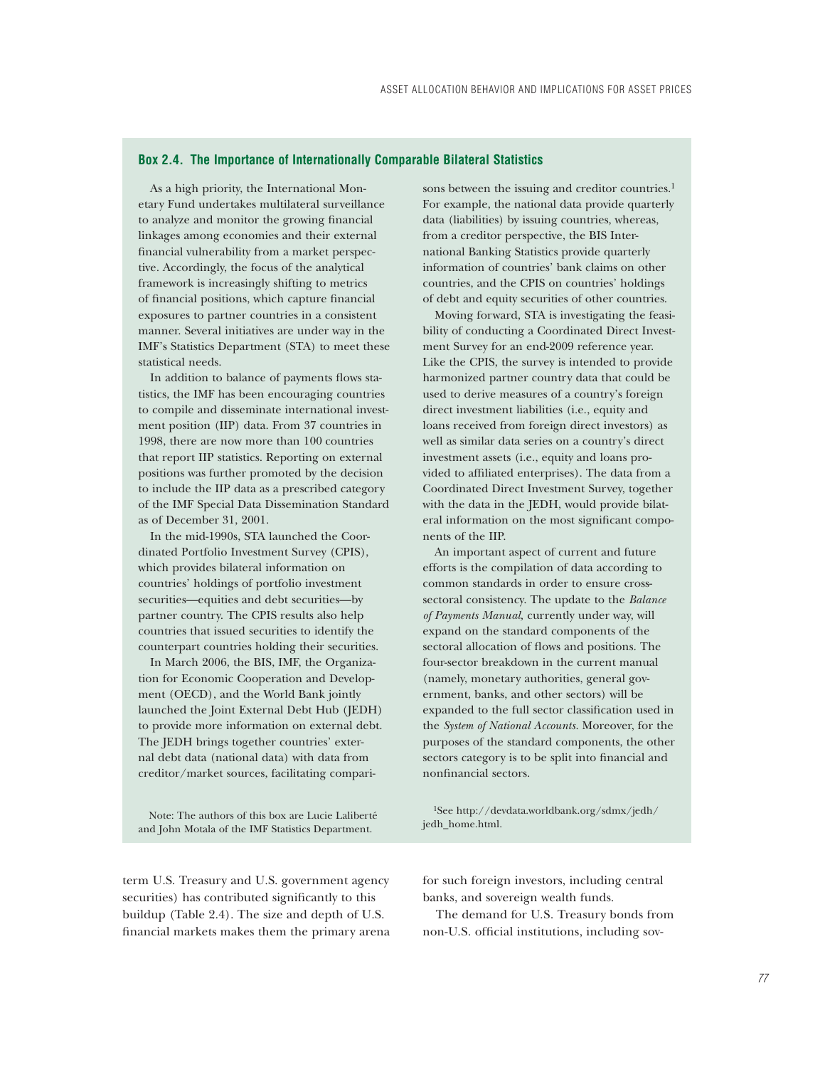### Box 2.4. The Importance of Internationally Comparable Bilateral Statistics

As a high priority, the International Monetary Fund undertakes multilateral surveillance to analyze and monitor the growing financial linkages among economies and their external financial vulnerability from a market perspective. Accordingly, the focus of the analytical framework is increasingly shifting to metrics of financial positions, which capture financial exposures to partner countries in a consistent manner. Several initiatives are under way in the IMF's Statistics Department (STA) to meet these statistical needs.

In addition to balance of payments flows statistics, the IMF has been encouraging countries to compile and disseminate international investment position (IIP) data. From 37 countries in 1998, there are now more than 100 countries that report IIP statistics. Reporting on external positions was further promoted by the decision to include the IIP data as a prescribed category of the IMF Special Data Dissemination Standard as of December 31, 2001.

In the mid-1990s, STA launched the Coordinated Portfolio Investment Survey (CPIS), which provides bilateral information on countries' holdings of portfolio investment securities—equities and debt securities—by partner country. The CPIS results also help countries that issued securities to identify the counterpart countries holding their securities.

In March 2006, the BIS, IMF, the Organization for Economic Cooperation and Development (OECD), and the World Bank jointly launched the Joint External Debt Hub (JEDH) to provide more information on external debt. The JEDH brings together countries' external debt data (national data) with data from creditor/market sources, facilitating comparisons between the issuing and creditor countries.[1] For example, the national data provide quarterly data (liabilities) by issuing countries, whereas, from a creditor perspective, the BIS International Banking Statistics provide quarterly information of countries' bank claims on other countries, and the CPIS on countries' holdings of debt and equity securities of other countries.

Moving forward, STA is investigating the feasibility of conducting a Coordinated Direct Investment Survey for an end-2009 reference year. Like the CPIS, the survey is intended to provide harmonized partner country data that could be used to derive measures of a country's foreign direct investment liabilities (i.e., equity and loans received from foreign direct investors) as well as similar data series on a country's direct investment assets (i.e., equity and loans provided to affiliated enterprises). The data from a Coordinated Direct Investment Survey, together with the data in the JEDH, would provide bilateral information on the most significant components of the IIP.

An important aspect of current and future efforts is the compilation of data according to common standards in order to ensure cross-sectoral consistency. The update to the *Balance of Payments Manual*, currently under way, will expand on the standard components of the sectoral allocation of flows and positions. The four-sector breakdown in the current manual (namely, monetary authorities, general government, banks, and other sectors) will be expanded to the full sector classification used in the *System of National Accounts.* Moreover, for the purposes of the standard components, the other sectors category is to be split into financial and nonfinancial sectors.

Note: The authors of this box are Lucie Laliberté and John Motala of the IMF Statistics Department.

[1]See http://devdata.worldbank.org/sdmx/jedh/jedh_home.html.

term U.S. Treasury and U.S. government agency securities) has contributed significantly to this buildup (Table 2.4). The size and depth of U.S. financial markets makes them the primary arena for such foreign investors, including central banks, and sovereign wealth funds.

The demand for U.S. Treasury bonds from non-U.S. official institutions, including sov-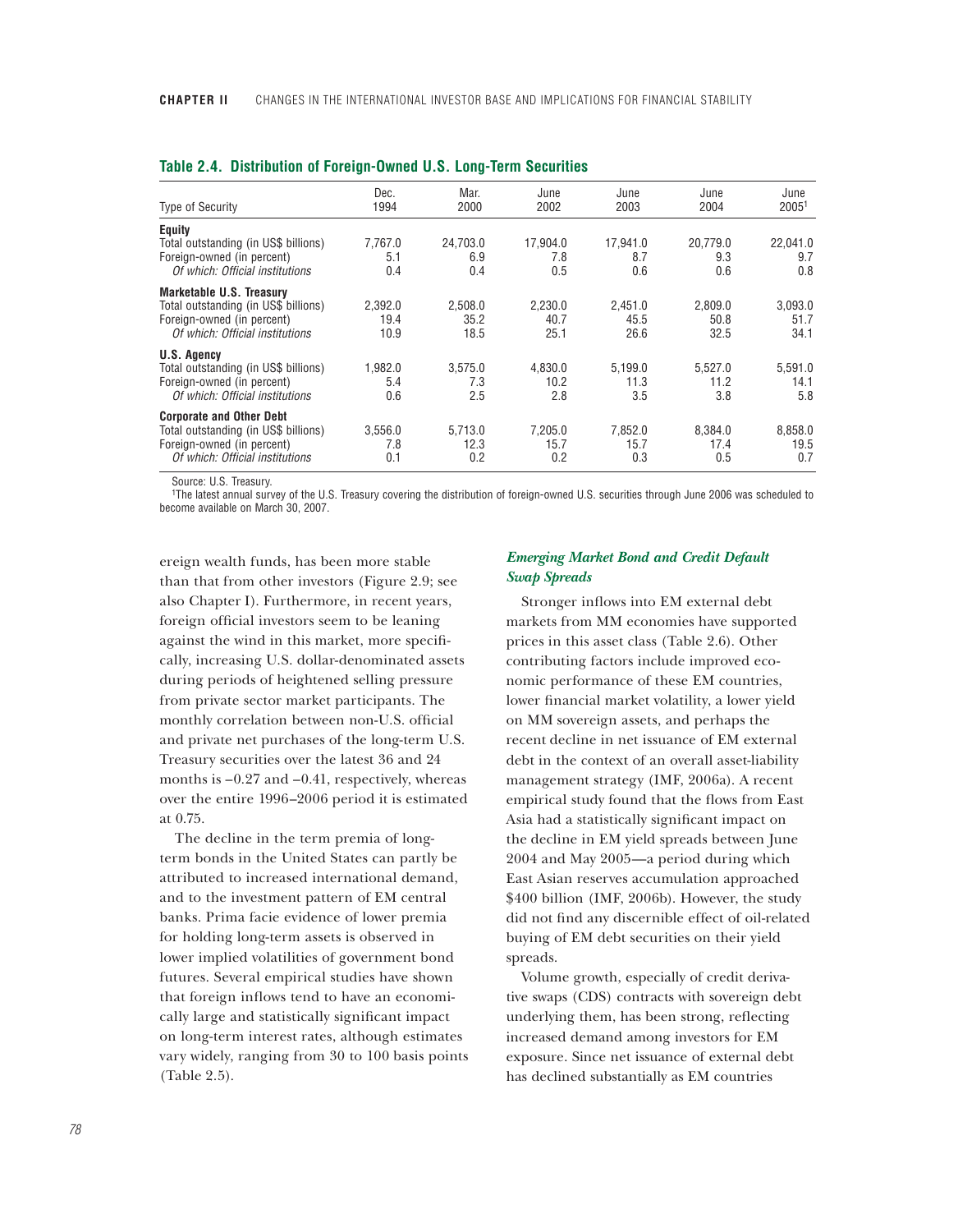**Table 2.4. Distribution of Foreign-Owned U.S. Long-Term Securities**

| Type of Security | Dec. 1994 | Mar. 2000 | June 2002 | June 2003 | June 2004 | June 2005[1] |
|---|---|---|---|---|---|---|
| **Equity** | | | | | | |
| Total outstanding (in US$ billions) | 7,767.0 | 24,703.0 | 17,904.0 | 17,941.0 | 20,779.0 | 22,041.0 |
| Foreign-owned (in percent) | 5.1 | 6.9 | 7.8 | 8.7 | 9.3 | 9.7 |
| *Of which: Official institutions* | 0.4 | 0.4 | 0.5 | 0.6 | 0.6 | 0.8 |
| **Marketable U.S. Treasury** | | | | | | |
| Total outstanding (in US$ billions) | 2,392.0 | 2,508.0 | 2,230.0 | 2,451.0 | 2,809.0 | 3,093.0 |
| Foreign-owned (in percent) | 19.4 | 35.2 | 40.7 | 45.5 | 50.8 | 51.7 |
| *Of which: Official institutions* | 10.9 | 18.5 | 25.1 | 26.6 | 32.5 | 34.1 |
| **U.S. Agency** | | | | | | |
| Total outstanding (in US$ billions) | 1,982.0 | 3,575.0 | 4,830.0 | 5,199.0 | 5,527.0 | 5,591.0 |
| Foreign-owned (in percent) | 5.4 | 7.3 | 10.2 | 11.3 | 11.2 | 14.1 |
| *Of which: Official institutions* | 0.6 | 2.5 | 2.8 | 3.5 | 3.8 | 5.8 |
| **Corporate and Other Debt** | | | | | | |
| Total outstanding (in US$ billions) | 3,556.0 | 5,713.0 | 7,205.0 | 7,852.0 | 8,384.0 | 8,858.0 |
| Foreign-owned (in percent) | 7.8 | 12.3 | 15.7 | 15.7 | 17.4 | 19.5 |
| *Of which: Official institutions* | 0.1 | 0.2 | 0.2 | 0.3 | 0.5 | 0.7 |

Source: U.S. Treasury.

[1]The latest annual survey of the U.S. Treasury covering the distribution of foreign-owned U.S. securities through June 2006 was scheduled to become available on March 30, 2007.

ereign wealth funds, has been more stable than that from other investors (Figure 2.9; see also Chapter I). Furthermore, in recent years, foreign official investors seem to be leaning against the wind in this market, more specifically, increasing U.S. dollar-denominated assets during periods of heightened selling pressure from private sector market participants. The monthly correlation between non-U.S. official and private net purchases of the long-term U.S. Treasury securities over the latest 36 and 24 months is –0.27 and –0.41, respectively, whereas over the entire 1996–2006 period it is estimated at 0.75.

The decline in the term premia of long-term bonds in the United States can partly be attributed to increased international demand, and to the investment pattern of EM central banks. Prima facie evidence of lower premia for holding long-term assets is observed in lower implied volatilities of government bond futures. Several empirical studies have shown that foreign inflows tend to have an economically large and statistically significant impact on long-term interest rates, although estimates vary widely, ranging from 30 to 100 basis points (Table 2.5).

### *Emerging Market Bond and Credit Default Swap Spreads*

Stronger inflows into EM external debt markets from MM economies have supported prices in this asset class (Table 2.6). Other contributing factors include improved economic performance of these EM countries, lower financial market volatility, a lower yield on MM sovereign assets, and perhaps the recent decline in net issuance of EM external debt in the context of an overall asset-liability management strategy (IMF, 2006a). A recent empirical study found that the flows from East Asia had a statistically significant impact on the decline in EM yield spreads between June 2004 and May 2005—a period during which East Asian reserves accumulation approached $400 billion (IMF, 2006b). However, the study did not find any discernible effect of oil-related buying of EM debt securities on their yield spreads.

Volume growth, especially of credit derivative swaps (CDS) contracts with sovereign debt underlying them, has been strong, reflecting increased demand among investors for EM exposure. Since net issuance of external debt has declined substantially as EM countries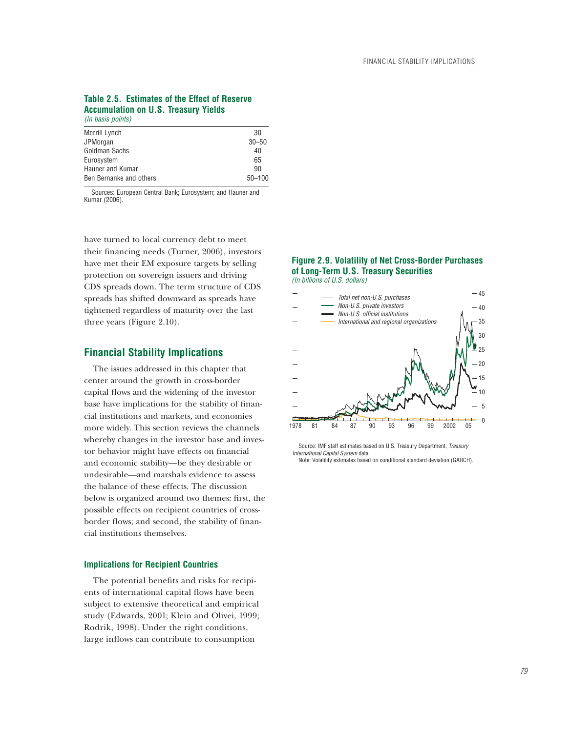**Table 2.5. Estimates of the Effect of Reserve Accumulation on U.S. Treasury Yields**
*(In basis points)*

| | |
|---|---|
| Merrill Lynch | 30 |
| JPMorgan | 30–50 |
| Goldman Sachs | 40 |
| Eurosystem | 65 |
| Hauner and Kumar | 90 |
| Ben Bernanke and others | 50–100 |

Sources: European Central Bank; Eurosystem; and Hauner and Kumar (2006).

have turned to local currency debt to meet their financing needs (Turner, 2006), investors have met their EM exposure targets by selling protection on sovereign issuers and driving CDS spreads down. The term structure of CDS spreads has shifted downward as spreads have tightened regardless of maturity over the last three years (Figure 2.10).

**Figure 2.9. Volatility of Net Cross-Border Purchases of Long-Term U.S. Treasury Securities**
*(In billions of U.S. dollars)*

Source: IMF staff estimates based on U.S. Treasury Department, *Treasury International Capital System* data.
Note: Volatility estimates based on conditional standard deviation (GARCH).

## Financial Stability Implications

The issues addressed in this chapter that center around the growth in cross-border capital flows and the widening of the investor base have implications for the stability of financial institutions and markets, and economies more widely. This section reviews the channels whereby changes in the investor base and investor behavior might have effects on financial and economic stability—be they desirable or undesirable—and marshals evidence to assess the balance of these effects. The discussion below is organized around two themes: first, the possible effects on recipient countries of cross-border flows; and second, the stability of financial institutions themselves.

### Implications for Recipient Countries

The potential benefits and risks for recipients of international capital flows have been subject to extensive theoretical and empirical study (Edwards, 2001; Klein and Olivei, 1999; Rodrik, 1998). Under the right conditions, large inflows can contribute to consumption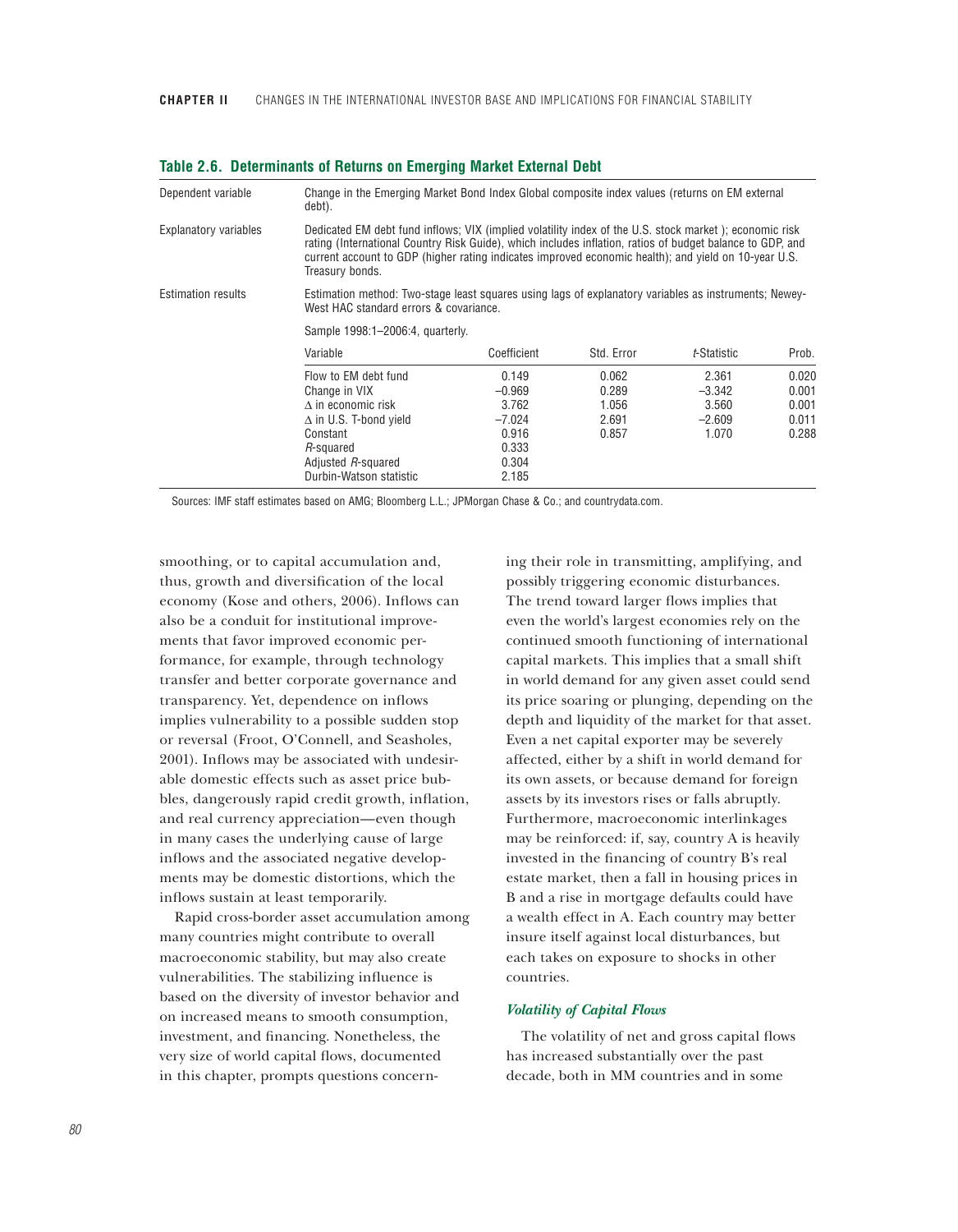**Table 2.6. Determinants of Returns on Emerging Market External Debt**

| | | | | | |
|---|---|---|---|---|---|
| Dependent variable | Change in the Emerging Market Bond Index Global composite index values (returns on EM external debt). | | | | |
| Explanatory variables | Dedicated EM debt fund inflows; VIX (implied volatility index of the U.S. stock market ); economic risk rating (International Country Risk Guide), which includes inflation, ratios of budget balance to GDP, and current account to GDP (higher rating indicates improved economic health); and yield on 10-year U.S. Treasury bonds. | | | | |
| Estimation results | Estimation method: Two-stage least squares using lags of explanatory variables as instruments; Newey-West HAC standard errors & covariance. | | | | |
| | Sample 1998:1–2006:4, quarterly. | | | | |
| | Variable | Coefficient | Std. Error | *t*-Statistic | Prob. |
| | Flow to EM debt fund | 0.149 | 0.062 | 2.361 | 0.020 |
| | Change in VIX | –0.969 | 0.289 | –3.342 | 0.001 |
| | Δ in economic risk | 3.762 | 1.056 | 3.560 | 0.001 |
| | Δ in U.S. T-bond yield | –7.024 | 2.691 | –2.609 | 0.011 |
| | Constant | 0.916 | 0.857 | 1.070 | 0.288 |
| | $R$-squared | 0.333 | | | |
| | Adjusted $R$-squared | 0.304 | | | |
| | Durbin-Watson statistic | 2.185 | | | |

Sources: IMF staff estimates based on AMG; Bloomberg L.L.; JPMorgan Chase & Co.; and countrydata.com.

smoothing, or to capital accumulation and, thus, growth and diversification of the local economy (Kose and others, 2006). Inflows can also be a conduit for institutional improvements that favor improved economic performance, for example, through technology transfer and better corporate governance and transparency. Yet, dependence on inflows implies vulnerability to a possible sudden stop or reversal (Froot, O'Connell, and Seasholes, 2001). Inflows may be associated with undesirable domestic effects such as asset price bubbles, dangerously rapid credit growth, inflation, and real currency appreciation—even though in many cases the underlying cause of large inflows and the associated negative developments may be domestic distortions, which the inflows sustain at least temporarily.

Rapid cross-border asset accumulation among many countries might contribute to overall macroeconomic stability, but may also create vulnerabilities. The stabilizing influence is based on the diversity of investor behavior and on increased means to smooth consumption, investment, and financing. Nonetheless, the very size of world capital flows, documented in this chapter, prompts questions concerning their role in transmitting, amplifying, and possibly triggering economic disturbances. The trend toward larger flows implies that even the world's largest economies rely on the continued smooth functioning of international capital markets. This implies that a small shift in world demand for any given asset could send its price soaring or plunging, depending on the depth and liquidity of the market for that asset. Even a net capital exporter may be severely affected, either by a shift in world demand for its own assets, or because demand for foreign assets by its investors rises or falls abruptly. Furthermore, macroeconomic interlinkages may be reinforced: if, say, country A is heavily invested in the financing of country B's real estate market, then a fall in housing prices in B and a rise in mortgage defaults could have a wealth effect in A. Each country may better insure itself against local disturbances, but each takes on exposure to shocks in other countries.

### *Volatility of Capital Flows*

The volatility of net and gross capital flows has increased substantially over the past decade, both in MM countries and in some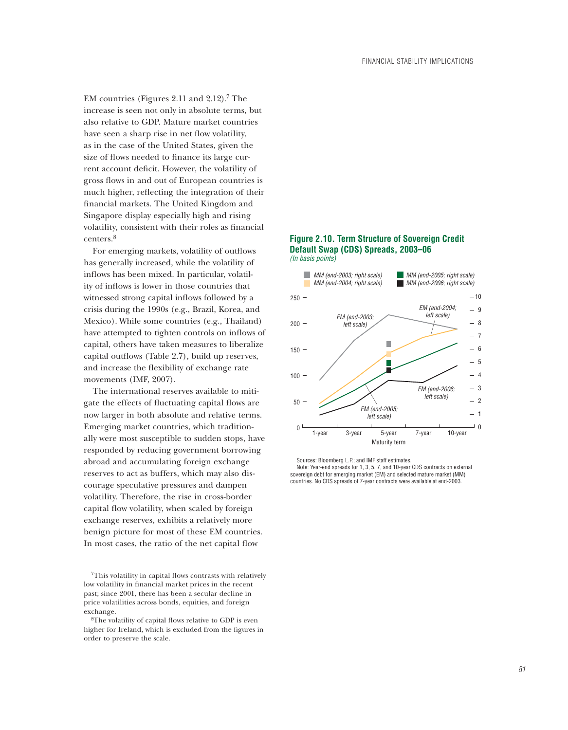EM countries (Figures 2.11 and 2.12).[7] The increase is seen not only in absolute terms, but also relative to GDP. Mature market countries have seen a sharp rise in net flow volatility, as in the case of the United States, given the size of flows needed to finance its large current account deficit. However, the volatility of gross flows in and out of European countries is much higher, reflecting the integration of their financial markets. The United Kingdom and Singapore display especially high and rising volatility, consistent with their roles as financial centers.[8]

For emerging markets, volatility of outflows has generally increased, while the volatility of inflows has been mixed. In particular, volatility of inflows is lower in those countries that witnessed strong capital inflows followed by a crisis during the 1990s (e.g., Brazil, Korea, and Mexico). While some countries (e.g., Thailand) have attempted to tighten controls on inflows of capital, others have taken measures to liberalize capital outflows (Table 2.7), build up reserves, and increase the flexibility of exchange rate movements (IMF, 2007).

The international reserves available to mitigate the effects of fluctuating capital flows are now larger in both absolute and relative terms. Emerging market countries, which traditionally were most susceptible to sudden stops, have responded by reducing government borrowing abroad and accumulating foreign exchange reserves to act as buffers, which may also discourage speculative pressures and dampen volatility. Therefore, the rise in cross-border capital flow volatility, when scaled by foreign exchange reserves, exhibits a relatively more benign picture for most of these EM countries. In most cases, the ratio of the net capital flow

[7]This volatility in capital flows contrasts with relatively low volatility in financial market prices in the recent past; since 2001, there has been a secular decline in price volatilities across bonds, equities, and foreign exchange.

[8]The volatility of capital flows relative to GDP is even higher for Ireland, which is excluded from the figures in order to preserve the scale.

**Figure 2.10. Term Structure of Sovereign Credit Default Swap (CDS) Spreads, 2003–06**
*(In basis points)*

Sources: Bloomberg L.P.; and IMF staff estimates.
Note: Year-end spreads for 1, 3, 5, 7, and 10-year CDS contracts on external sovereign debt for emerging market (EM) and selected mature market (MM) countries. No CDS spreads of 7-year contracts were available at end-2003.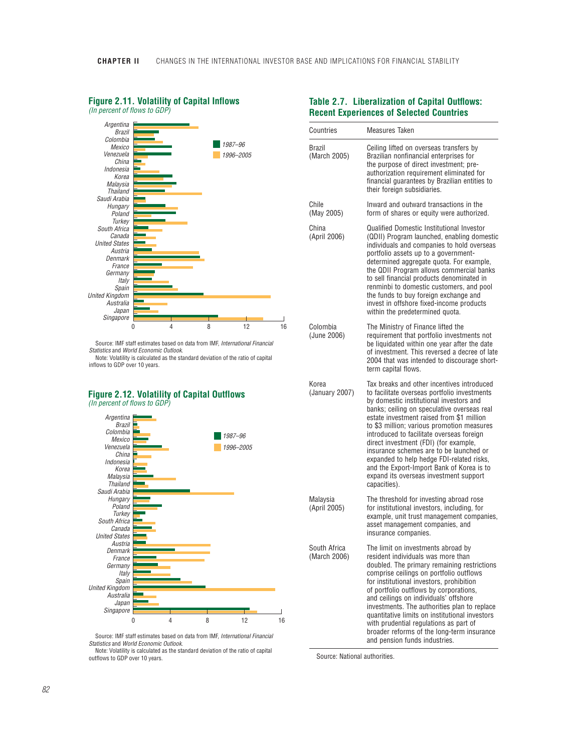### Figure 2.11. Volatility of Capital Inflows

*(In percent of flows to GDP)*

Source: IMF staff estimates based on data from IMF, *International Financial Statistics* and *World Economic Outlook.*

Note: Volatility is calculated as the standard deviation of the ratio of capital inflows to GDP over 10 years.

### Figure 2.12. Volatility of Capital Outflows

*(In percent of flows to GDP)*

Source: IMF staff estimates based on data from IMF, *International Financial Statistics* and *World Economic Outlook.*

Note: Volatility is calculated as the standard deviation of the ratio of capital outflows to GDP over 10 years.

### Table 2.7. Liberalization of Capital Outflows: Recent Experiences of Selected Countries

| Countries | Measures Taken |
|---|---|
| Brazil (March 2005) | Ceiling lifted on overseas transfers by Brazilian nonfinancial enterprises for the purpose of direct investment; pre-authorization requirement eliminated for financial guarantees by Brazilian entities to their foreign subsidiaries. |
| Chile (May 2005) | Inward and outward transactions in the form of shares or equity were authorized. |
| China (April 2006) | Qualified Domestic Institutional Investor (QDII) Program launched, enabling domestic individuals and companies to hold overseas portfolio assets up to a government-determined aggregate quota. For example, the QDII Program allows commercial banks to sell financial products denominated in renminbi to domestic customers, and pool the funds to buy foreign exchange and invest in offshore fixed-income products within the predetermined quota. |
| Colombia (June 2006) | The Ministry of Finance lifted the requirement that portfolio investments not be liquidated within one year after the date of investment. This reversed a decree of late 2004 that was intended to discourage short-term capital flows. |
| Korea (January 2007) | Tax breaks and other incentives introduced to facilitate overseas portfolio investments by domestic institutional investors and banks; ceiling on speculative overseas real estate investment raised from \$1 million to \$3 million; various promotion measures introduced to facilitate overseas foreign direct investment (FDI) (for example, insurance schemes are to be launched or expanded to help hedge FDI-related risks, and the Export-Import Bank of Korea is to expand its overseas investment support capacities). |
| Malaysia (April 2005) | The threshold for investing abroad rose for institutional investors, including, for example, unit trust management companies, asset management companies, and insurance companies. |
| South Africa (March 2006) | The limit on investments abroad by resident individuals was more than doubled. The primary remaining restrictions comprise ceilings on portfolio outflows for institutional investors, prohibition of portfolio outflows by corporations, and ceilings on individuals' offshore investments. The authorities plan to replace quantitative limits on institutional investors with prudential regulations as part of broader reforms of the long-term insurance and pension funds industries. |

Source: National authorities.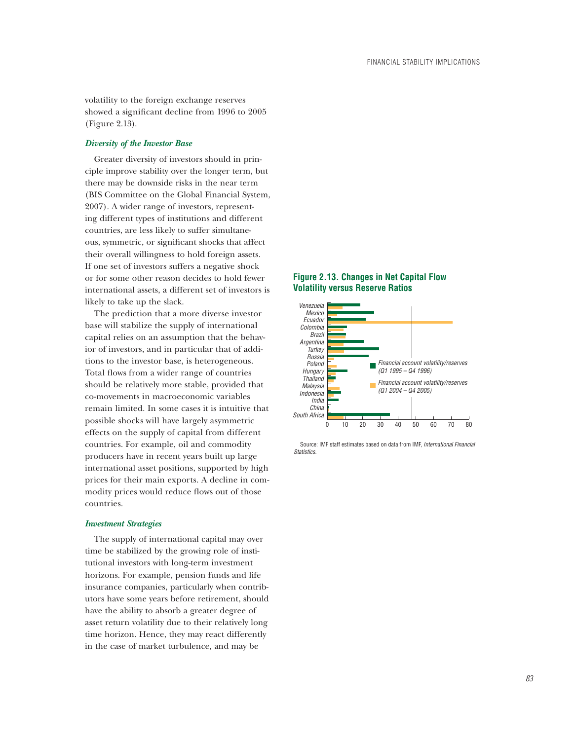volatility to the foreign exchange reserves showed a significant decline from 1996 to 2005 (Figure 2.13).

### *Diversity of the Investor Base*

Greater diversity of investors should in principle improve stability over the longer term, but there may be downside risks in the near term (BIS Committee on the Global Financial System, 2007). A wider range of investors, representing different types of institutions and different countries, are less likely to suffer simultaneous, symmetric, or significant shocks that affect their overall willingness to hold foreign assets. If one set of investors suffers a negative shock or for some other reason decides to hold fewer international assets, a different set of investors is likely to take up the slack.

The prediction that a more diverse investor base will stabilize the supply of international capital relies on an assumption that the behavior of investors, and in particular that of additions to the investor base, is heterogeneous. Total flows from a wider range of countries should be relatively more stable, provided that co-movements in macroeconomic variables remain limited. In some cases it is intuitive that possible shocks will have largely asymmetric effects on the supply of capital from different countries. For example, oil and commodity producers have in recent years built up large international asset positions, supported by high prices for their main exports. A decline in commodity prices would reduce flows out of those countries.

### *Investment Strategies*

The supply of international capital may over time be stabilized by the growing role of institutional investors with long-term investment horizons. For example, pension funds and life insurance companies, particularly when contributors have some years before retirement, should have the ability to absorb a greater degree of asset return volatility due to their relatively long time horizon. Hence, they may react differently in the case of market turbulence, and may be

**Figure 2.13. Changes in Net Capital Flow Volatility versus Reserve Ratios**

Source: IMF staff estimates based on data from IMF, *International Financial Statistics*.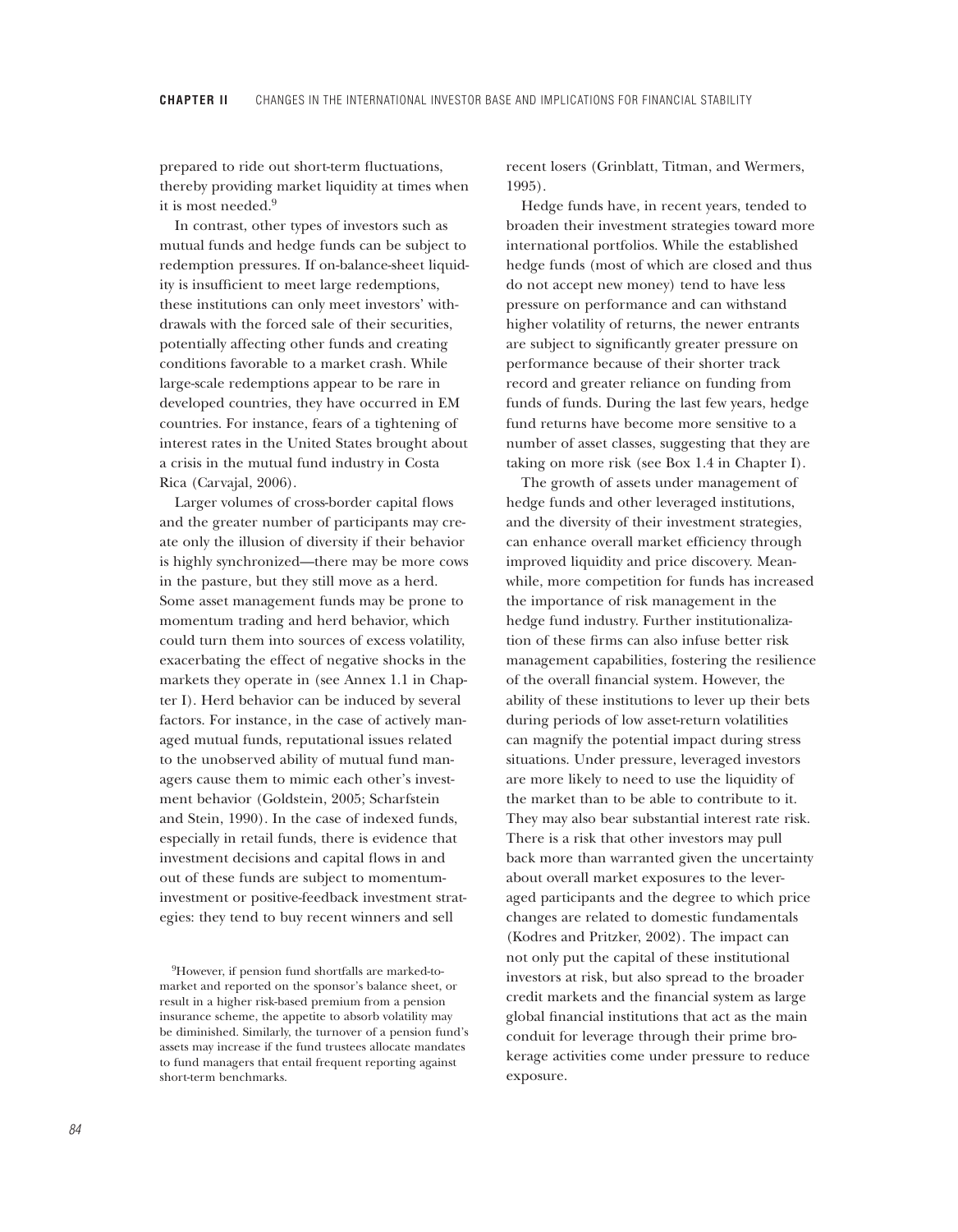prepared to ride out short-term fluctuations, thereby providing market liquidity at times when it is most needed.[9]

In contrast, other types of investors such as mutual funds and hedge funds can be subject to redemption pressures. If on-balance-sheet liquidity is insufficient to meet large redemptions, these institutions can only meet investors' withdrawals with the forced sale of their securities, potentially affecting other funds and creating conditions favorable to a market crash. While large-scale redemptions appear to be rare in developed countries, they have occurred in EM countries. For instance, fears of a tightening of interest rates in the United States brought about a crisis in the mutual fund industry in Costa Rica (Carvajal, 2006).

Larger volumes of cross-border capital flows and the greater number of participants may create only the illusion of diversity if their behavior is highly synchronized—there may be more cows in the pasture, but they still move as a herd. Some asset management funds may be prone to momentum trading and herd behavior, which could turn them into sources of excess volatility, exacerbating the effect of negative shocks in the markets they operate in (see Annex 1.1 in Chapter I). Herd behavior can be induced by several factors. For instance, in the case of actively managed mutual funds, reputational issues related to the unobserved ability of mutual fund managers cause them to mimic each other's investment behavior (Goldstein, 2005; Scharfstein and Stein, 1990). In the case of indexed funds, especially in retail funds, there is evidence that investment decisions and capital flows in and out of these funds are subject to momentum-investment or positive-feedback investment strategies: they tend to buy recent winners and sell recent losers (Grinblatt, Titman, and Wermers, 1995).

Hedge funds have, in recent years, tended to broaden their investment strategies toward more international portfolios. While the established hedge funds (most of which are closed and thus do not accept new money) tend to have less pressure on performance and can withstand higher volatility of returns, the newer entrants are subject to significantly greater pressure on performance because of their shorter track record and greater reliance on funding from funds of funds. During the last few years, hedge fund returns have become more sensitive to a number of asset classes, suggesting that they are taking on more risk (see Box 1.4 in Chapter I).

The growth of assets under management of hedge funds and other leveraged institutions, and the diversity of their investment strategies, can enhance overall market efficiency through improved liquidity and price discovery. Meanwhile, more competition for funds has increased the importance of risk management in the hedge fund industry. Further institutionalization of these firms can also infuse better risk management capabilities, fostering the resilience of the overall financial system. However, the ability of these institutions to lever up their bets during periods of low asset-return volatilities can magnify the potential impact during stress situations. Under pressure, leveraged investors are more likely to need to use the liquidity of the market than to be able to contribute to it. They may also bear substantial interest rate risk. There is a risk that other investors may pull back more than warranted given the uncertainty about overall market exposures to the leveraged participants and the degree to which price changes are related to domestic fundamentals (Kodres and Pritzker, 2002). The impact can not only put the capital of these institutional investors at risk, but also spread to the broader credit markets and the financial system as large global financial institutions that act as the main conduit for leverage through their prime brokerage activities come under pressure to reduce exposure.

[9]However, if pension fund shortfalls are marked-to-market and reported on the sponsor's balance sheet, or result in a higher risk-based premium from a pension insurance scheme, the appetite to absorb volatility may be diminished. Similarly, the turnover of a pension fund's assets may increase if the fund trustees allocate mandates to fund managers that entail frequent reporting against short-term benchmarks.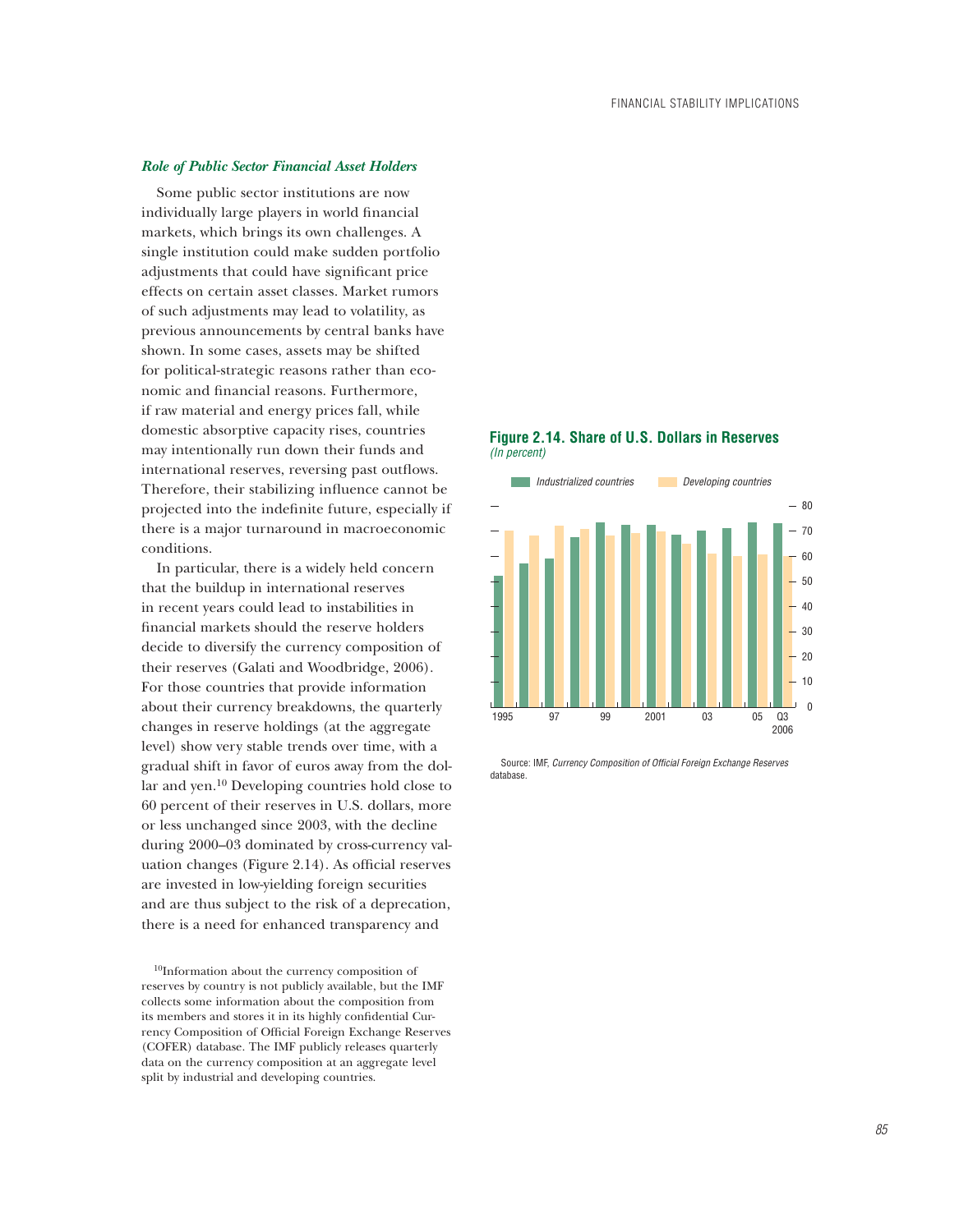### *Role of Public Sector Financial Asset Holders*

Some public sector institutions are now individually large players in world financial markets, which brings its own challenges. A single institution could make sudden portfolio adjustments that could have significant price effects on certain asset classes. Market rumors of such adjustments may lead to volatility, as previous announcements by central banks have shown. In some cases, assets may be shifted for political-strategic reasons rather than economic and financial reasons. Furthermore, if raw material and energy prices fall, while domestic absorptive capacity rises, countries may intentionally run down their funds and international reserves, reversing past outflows. Therefore, their stabilizing influence cannot be projected into the indefinite future, especially if there is a major turnaround in macroeconomic conditions.

In particular, there is a widely held concern that the buildup in international reserves in recent years could lead to instabilities in financial markets should the reserve holders decide to diversify the currency composition of their reserves (Galati and Woodbridge, 2006). For those countries that provide information about their currency breakdowns, the quarterly changes in reserve holdings (at the aggregate level) show very stable trends over time, with a gradual shift in favor of euros away from the dollar and yen.[10] Developing countries hold close to 60 percent of their reserves in U.S. dollars, more or less unchanged since 2003, with the decline during 2000–03 dominated by cross-currency valuation changes (Figure 2.14). As official reserves are invested in low-yielding foreign securities and are thus subject to the risk of a deprecation, there is a need for enhanced transparency and

**Figure 2.14. Share of U.S. Dollars in Reserves**
*(In percent)*

Legend: *Industrialized countries*, *Developing countries*

Y-axis: 0–80. X-axis: 1995, 97, 99, 2001, 03, 05, Q3 2006

Source: IMF, *Currency Composition of Official Foreign Exchange Reserves* database.

[10]Information about the currency composition of reserves by country is not publicly available, but the IMF collects some information about the composition from its members and stores it in its highly confidential Currency Composition of Official Foreign Exchange Reserves (COFER) database. The IMF publicly releases quarterly data on the currency composition at an aggregate level split by industrial and developing countries.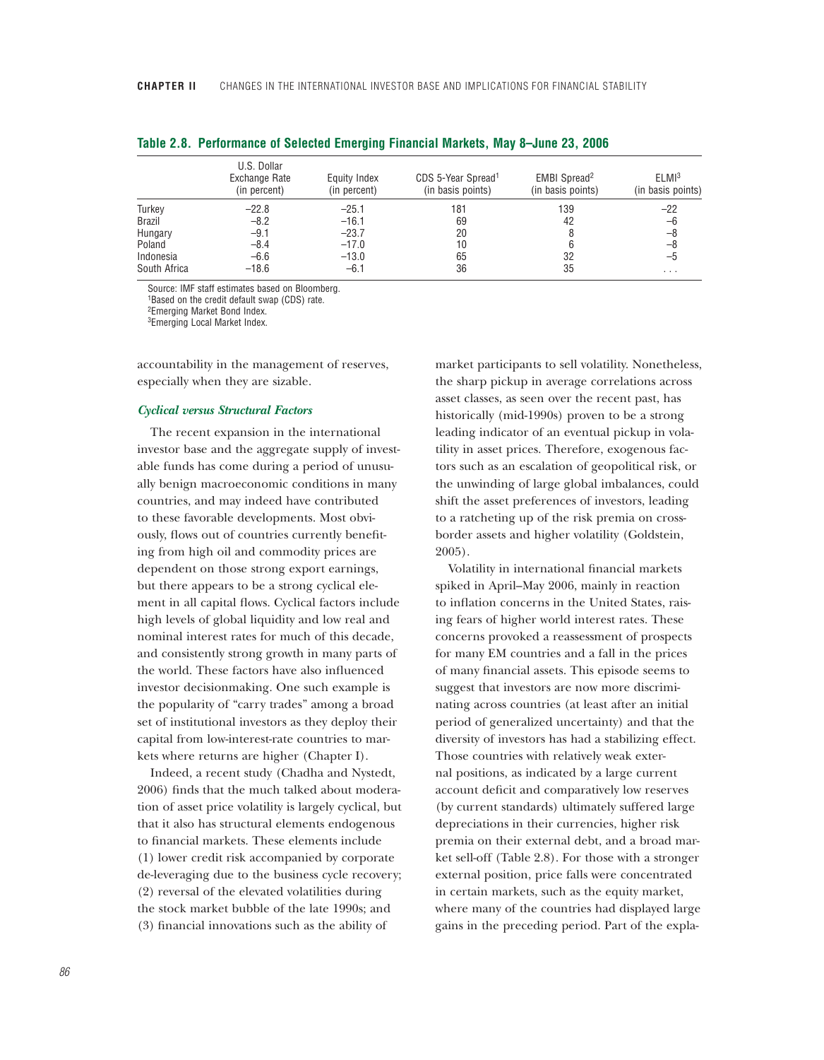**Table 2.8. Performance of Selected Emerging Financial Markets, May 8–June 23, 2006**

| | U.S. Dollar Exchange Rate (in percent) | Equity Index (in percent) | CDS 5-Year Spread[1] (in basis points) | EMBI Spread[2] (in basis points) | ELMI[3] (in basis points) |
|---|---|---|---|---|---|
| Turkey | –22.8 | –25.1 | 181 | 139 | –22 |
| Brazil | –8.2 | –16.1 | 69 | 42 | –6 |
| Hungary | –9.1 | –23.7 | 20 | 8 | –8 |
| Poland | –8.4 | –17.0 | 10 | 6 | –8 |
| Indonesia | –6.6 | –13.0 | 65 | 32 | –5 |
| South Africa | –18.6 | –6.1 | 36 | 35 | . . . |

Source: IMF staff estimates based on Bloomberg.
[1]Based on the credit default swap (CDS) rate.
[2]Emerging Market Bond Index.
[3]Emerging Local Market Index.

accountability in the management of reserves, especially when they are sizable.

### *Cyclical versus Structural Factors*

The recent expansion in the international investor base and the aggregate supply of investable funds has come during a period of unusually benign macroeconomic conditions in many countries, and may indeed have contributed to these favorable developments. Most obviously, flows out of countries currently benefiting from high oil and commodity prices are dependent on those strong export earnings, but there appears to be a strong cyclical element in all capital flows. Cyclical factors include high levels of global liquidity and low real and nominal interest rates for much of this decade, and consistently strong growth in many parts of the world. These factors have also influenced investor decisionmaking. One such example is the popularity of "carry trades" among a broad set of institutional investors as they deploy their capital from low-interest-rate countries to markets where returns are higher (Chapter I).

Indeed, a recent study (Chadha and Nystedt, 2006) finds that the much talked about moderation of asset price volatility is largely cyclical, but that it also has structural elements endogenous to financial markets. These elements include (1) lower credit risk accompanied by corporate de-leveraging due to the business cycle recovery; (2) reversal of the elevated volatilities during the stock market bubble of the late 1990s; and (3) financial innovations such as the ability of market participants to sell volatility. Nonetheless, the sharp pickup in average correlations across asset classes, as seen over the recent past, has historically (mid-1990s) proven to be a strong leading indicator of an eventual pickup in volatility in asset prices. Therefore, exogenous factors such as an escalation of geopolitical risk, or the unwinding of large global imbalances, could shift the asset preferences of investors, leading to a ratcheting up of the risk premia on cross-border assets and higher volatility (Goldstein, 2005).

Volatility in international financial markets spiked in April–May 2006, mainly in reaction to inflation concerns in the United States, raising fears of higher world interest rates. These concerns provoked a reassessment of prospects for many EM countries and a fall in the prices of many financial assets. This episode seems to suggest that investors are now more discriminating across countries (at least after an initial period of generalized uncertainty) and that the diversity of investors has had a stabilizing effect. Those countries with relatively weak external positions, as indicated by a large current account deficit and comparatively low reserves (by current standards) ultimately suffered large depreciations in their currencies, higher risk premia on their external debt, and a broad market sell-off (Table 2.8). For those with a stronger external position, price falls were concentrated in certain markets, such as the equity market, where many of the countries had displayed large gains in the preceding period. Part of the expla-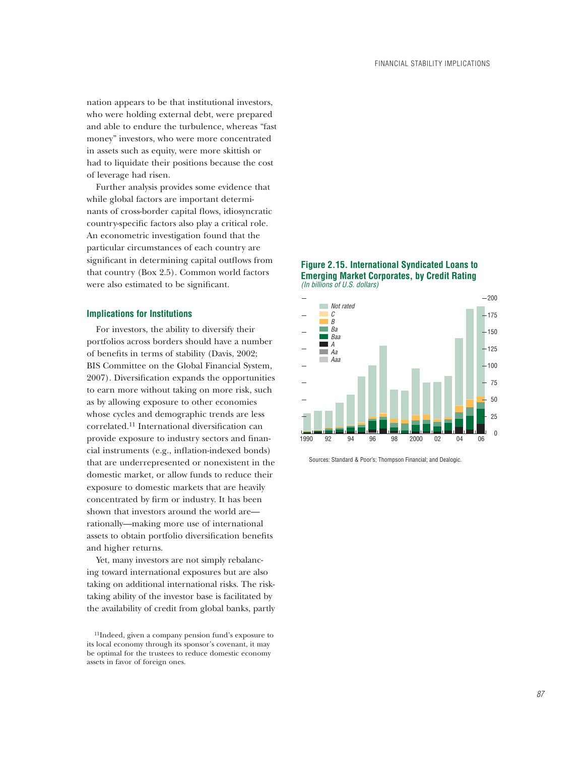nation appears to be that institutional investors, who were holding external debt, were prepared and able to endure the turbulence, whereas "fast money" investors, who were more concentrated in assets such as equity, were more skittish or had to liquidate their positions because the cost of leverage had risen.

Further analysis provides some evidence that while global factors are important determinants of cross-border capital flows, idiosyncratic country-specific factors also play a critical role. An econometric investigation found that the particular circumstances of each country are significant in determining capital outflows from that country (Box 2.5). Common world factors were also estimated to be significant.

### Implications for Institutions

For investors, the ability to diversify their portfolios across borders should have a number of benefits in terms of stability (Davis, 2002; BIS Committee on the Global Financial System, 2007). Diversification expands the opportunities to earn more without taking on more risk, such as by allowing exposure to other economies whose cycles and demographic trends are less correlated.[11] International diversification can provide exposure to industry sectors and financial instruments (e.g., inflation-indexed bonds) that are underrepresented or nonexistent in the domestic market, or allow funds to reduce their exposure to domestic markets that are heavily concentrated by firm or industry. It has been shown that investors around the world are—rationally—making more use of international assets to obtain portfolio diversification benefits and higher returns.

Yet, many investors are not simply rebalancing toward international exposures but are also taking on additional international risks. The risk-taking ability of the investor base is facilitated by the availability of credit from global banks, partly

**Figure 2.15. International Syndicated Loans to Emerging Market Corporates, by Credit Rating**
*(In billions of U.S. dollars)*

Sources: Standard & Poor's; Thompson Financial; and Dealogic.

[11]Indeed, given a company pension fund's exposure to its local economy through its sponsor's covenant, it may be optimal for the trustees to reduce domestic economy assets in favor of foreign ones.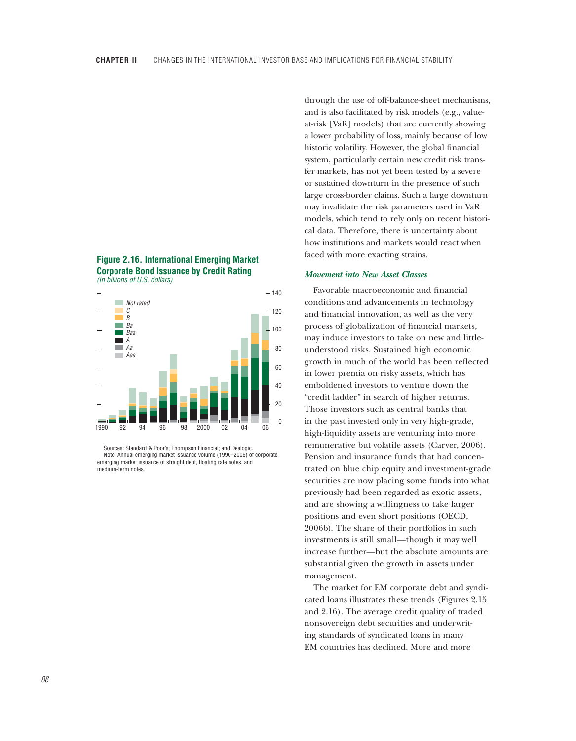through the use of off-balance-sheet mechanisms, and is also facilitated by risk models (e.g., value-at-risk [VaR] models) that are currently showing a lower probability of loss, mainly because of low historic volatility. However, the global financial system, particularly certain new credit risk transfer markets, has not yet been tested by a severe or sustained downturn in the presence of such large cross-border claims. Such a large downturn may invalidate the risk parameters used in VaR models, which tend to rely only on recent historical data. Therefore, there is uncertainty about how institutions and markets would react when faced with more exacting strains.

**Figure 2.16. International Emerging Market Corporate Bond Issuance by Credit Rating**
*(In billions of U.S. dollars)*

Sources: Standard & Poor's; Thompson Financial; and Dealogic.
Note: Annual emerging market issuance volume (1990–2006) of corporate emerging market issuance of straight debt, floating rate notes, and medium-term notes.

### *Movement into New Asset Classes*

Favorable macroeconomic and financial conditions and advancements in technology and financial innovation, as well as the very process of globalization of financial markets, may induce investors to take on new and little-understood risks. Sustained high economic growth in much of the world has been reflected in lower premia on risky assets, which has emboldened investors to venture down the "credit ladder" in search of higher returns. Those investors such as central banks that in the past invested only in very high-grade, high-liquidity assets are venturing into more remunerative but volatile assets (Carver, 2006). Pension and insurance funds that had concentrated on blue chip equity and investment-grade securities are now placing some funds into what previously had been regarded as exotic assets, and are showing a willingness to take larger positions and even short positions (OECD, 2006b). The share of their portfolios in such investments is still small—though it may well increase further—but the absolute amounts are substantial given the growth in assets under management.

The market for EM corporate debt and syndicated loans illustrates these trends (Figures 2.15 and 2.16). The average credit quality of traded nonsovereign debt securities and underwriting standards of syndicated loans in many EM countries has declined. More and more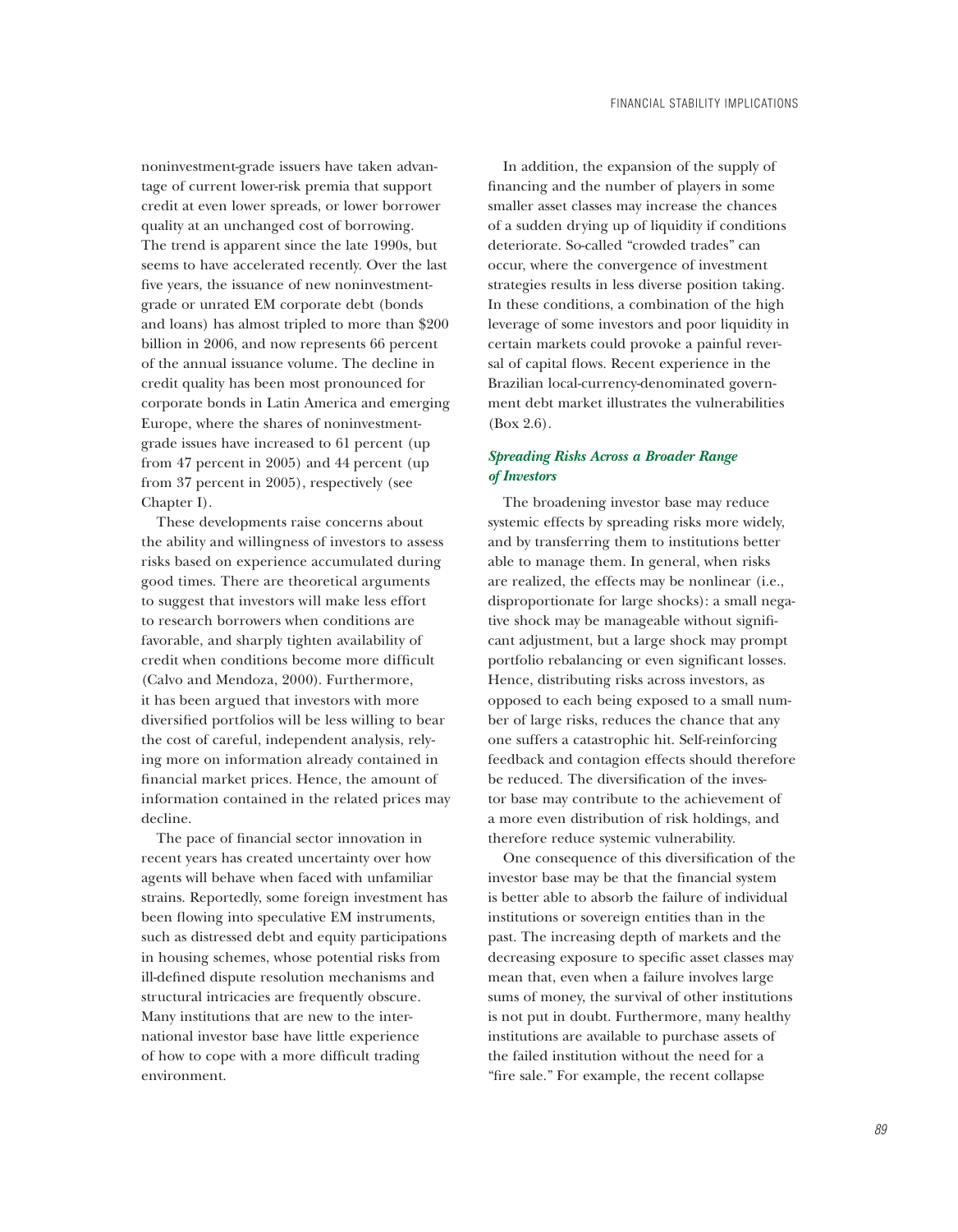noninvestment-grade issuers have taken advantage of current lower-risk premia that support credit at even lower spreads, or lower borrower quality at an unchanged cost of borrowing. The trend is apparent since the late 1990s, but seems to have accelerated recently. Over the last five years, the issuance of new noninvestment-grade or unrated EM corporate debt (bonds and loans) has almost tripled to more than $200 billion in 2006, and now represents 66 percent of the annual issuance volume. The decline in credit quality has been most pronounced for corporate bonds in Latin America and emerging Europe, where the shares of noninvestment-grade issues have increased to 61 percent (up from 47 percent in 2005) and 44 percent (up from 37 percent in 2005), respectively (see Chapter I).

These developments raise concerns about the ability and willingness of investors to assess risks based on experience accumulated during good times. There are theoretical arguments to suggest that investors will make less effort to research borrowers when conditions are favorable, and sharply tighten availability of credit when conditions become more difficult (Calvo and Mendoza, 2000). Furthermore, it has been argued that investors with more diversified portfolios will be less willing to bear the cost of careful, independent analysis, relying more on information already contained in financial market prices. Hence, the amount of information contained in the related prices may decline.

The pace of financial sector innovation in recent years has created uncertainty over how agents will behave when faced with unfamiliar strains. Reportedly, some foreign investment has been flowing into speculative EM instruments, such as distressed debt and equity participations in housing schemes, whose potential risks from ill-defined dispute resolution mechanisms and structural intricacies are frequently obscure. Many institutions that are new to the international investor base have little experience of how to cope with a more difficult trading environment.

In addition, the expansion of the supply of financing and the number of players in some smaller asset classes may increase the chances of a sudden drying up of liquidity if conditions deteriorate. So-called "crowded trades" can occur, where the convergence of investment strategies results in less diverse position taking. In these conditions, a combination of the high leverage of some investors and poor liquidity in certain markets could provoke a painful reversal of capital flows. Recent experience in the Brazilian local-currency-denominated government debt market illustrates the vulnerabilities (Box 2.6).

### *Spreading Risks Across a Broader Range of Investors*

The broadening investor base may reduce systemic effects by spreading risks more widely, and by transferring them to institutions better able to manage them. In general, when risks are realized, the effects may be nonlinear (i.e., disproportionate for large shocks): a small negative shock may be manageable without significant adjustment, but a large shock may prompt portfolio rebalancing or even significant losses. Hence, distributing risks across investors, as opposed to each being exposed to a small number of large risks, reduces the chance that any one suffers a catastrophic hit. Self-reinforcing feedback and contagion effects should therefore be reduced. The diversification of the investor base may contribute to the achievement of a more even distribution of risk holdings, and therefore reduce systemic vulnerability.

One consequence of this diversification of the investor base may be that the financial system is better able to absorb the failure of individual institutions or sovereign entities than in the past. The increasing depth of markets and the decreasing exposure to specific asset classes may mean that, even when a failure involves large sums of money, the survival of other institutions is not put in doubt. Furthermore, many healthy institutions are available to purchase assets of the failed institution without the need for a "fire sale." For example, the recent collapse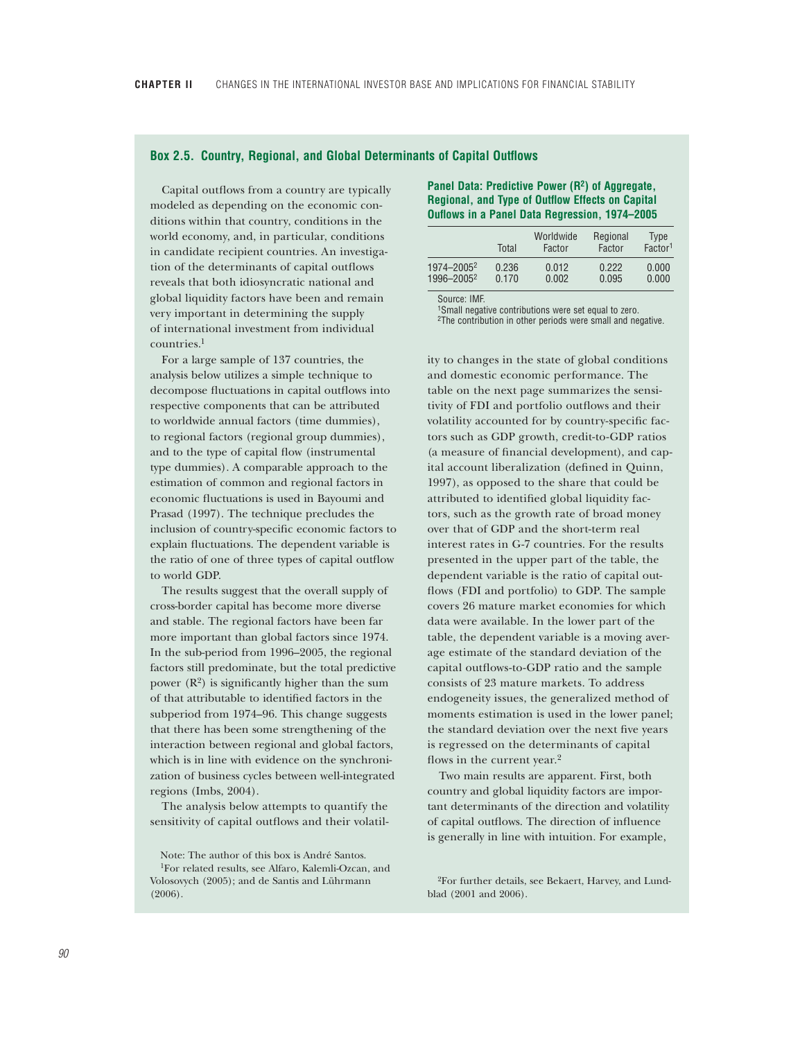## Box 2.5. Country, Regional, and Global Determinants of Capital Outflows

Capital outflows from a country are typically modeled as depending on the economic conditions within that country, conditions in the world economy, and, in particular, conditions in candidate recipient countries. An investigation of the determinants of capital outflows reveals that both idiosyncratic national and global liquidity factors have been and remain very important in determining the supply of international investment from individual countries.[1]

For a large sample of 137 countries, the analysis below utilizes a simple technique to decompose fluctuations in capital outflows into respective components that can be attributed to worldwide annual factors (time dummies), to regional factors (regional group dummies), and to the type of capital flow (instrumental type dummies). A comparable approach to the estimation of common and regional factors in economic fluctuations is used in Bayoumi and Prasad (1997). The technique precludes the inclusion of country-specific economic factors to explain fluctuations. The dependent variable is the ratio of one of three types of capital outflow to world GDP.

The results suggest that the overall supply of cross-border capital has become more diverse and stable. The regional factors have been far more important than global factors since 1974. In the sub-period from 1996–2005, the regional factors still predominate, but the total predictive power ($R^2$) is significantly higher than the sum of that attributable to identified factors in the subperiod from 1974–96. This change suggests that there has been some strengthening of the interaction between regional and global factors, which is in line with evidence on the synchronization of business cycles between well-integrated regions (Imbs, 2004).

The analysis below attempts to quantify the sensitivity of capital outflows and their volatility to changes in the state of global conditions and domestic economic performance. The table on the next page summarizes the sensitivity of FDI and portfolio outflows and their volatility accounted for by country-specific factors such as GDP growth, credit-to-GDP ratios (a measure of financial development), and capital account liberalization (defined in Quinn, 1997), as opposed to the share that could be attributed to identified global liquidity factors, such as the growth rate of broad money over that of GDP and the short-term real interest rates in G-7 countries. For the results presented in the upper part of the table, the dependent variable is the ratio of capital outflows (FDI and portfolio) to GDP. The sample covers 26 mature market economies for which data were available. In the lower part of the table, the dependent variable is a moving average estimate of the standard deviation of the capital outflows-to-GDP ratio and the sample consists of 23 mature markets. To address endogeneity issues, the generalized method of moments estimation is used in the lower panel; the standard deviation over the next five years is regressed on the determinants of capital flows in the current year.[2]

Two main results are apparent. First, both country and global liquidity factors are important determinants of the direction and volatility of capital outflows. The direction of influence is generally in line with intuition. For example,

**Panel Data: Predictive Power ($R^2$) of Aggregate, Regional, and Type of Outflow Effects on Capital Ouflows in a Panel Data Regression, 1974–2005**

| | Total | Worldwide Factor | Regional Factor | Type Factor[1] |
|---|---|---|---|---|
| 1974–2005[2] | 0.236 | 0.012 | 0.222 | 0.000 |
| 1996–2005[2] | 0.170 | 0.002 | 0.095 | 0.000 |

Source: IMF.
[1]Small negative contributions were set equal to zero.
[2]The contribution in other periods were small and negative.

Note: The author of this box is André Santos.
[1]For related results, see Alfaro, Kalemli-Ozcan, and Volosovych (2005); and de Santis and Lührmann (2006).

[2]For further details, see Bekaert, Harvey, and Lundblad (2001 and 2006).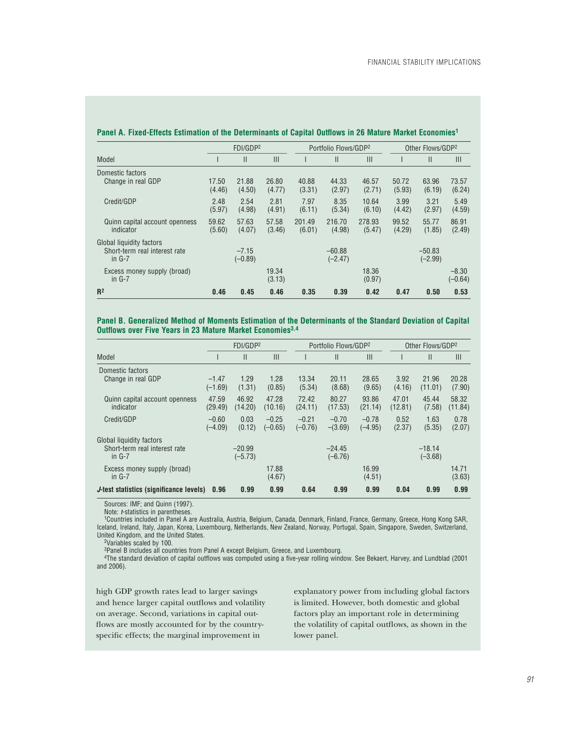**Panel A. Fixed-Effects Estimation of the Determinants of Capital Outflows in 26 Mature Market Economies[1]**

| | FDI/GDP[2] | | | Portfolio Flows/GDP[2] | | | Other Flows/GDP[2] | | |
|---|---|---|---|---|---|---|---|---|---|
| Model | I | II | III | I | II | III | I | II | III |
| Domestic factors | | | | | | | | | |
| Change in real GDP | 17.50 (4.46) | 21.88 (4.50) | 26.80 (4.77) | 40.88 (3.31) | 44.33 (2.97) | 46.57 (2.71) | 50.72 (5.93) | 63.96 (6.19) | 73.57 (6.24) |
| Credit/GDP | 2.48 (5.97) | 2.54 (4.98) | 2.81 (4.91) | 7.97 (6.11) | 8.35 (5.34) | 10.64 (6.10) | 3.99 (4.42) | 3.21 (2.97) | 5.49 (4.59) |
| Quinn capital account openness indicator | 59.62 (5.60) | 57.63 (4.07) | 57.58 (3.46) | 201.49 (6.01) | 216.70 (4.98) | 278.93 (5.47) | 99.52 (4.29) | 55.77 (1.85) | 86.91 (2.49) |
| Global liquidity factors | | | | | | | | | |
| Short-term real interest rate in G-7 | | −7.15 (−0.89) | | | −60.88 (−2.47) | | | −50.83 (−2.99) | |
| Excess money supply (broad) in G-7 | | | 19.34 (3.13) | | | 18.36 (0.97) | | | −8.30 (−0.64) |
| **$R^2$** | **0.46** | **0.45** | **0.46** | **0.35** | **0.39** | **0.42** | **0.47** | **0.50** | **0.53** |

**Panel B. Generalized Method of Moments Estimation of the Determinants of the Standard Deviation of Capital Outflows over Five Years in 23 Mature Market Economies[3,4]**

| | FDI/GDP[2] | | | Portfolio Flows/GDP[2] | | | Other Flows/GDP[2] | | |
|---|---|---|---|---|---|---|---|---|---|
| Model | I | II | III | I | II | III | I | II | III |
| Domestic factors | | | | | | | | | |
| Change in real GDP | −1.47 (−1.69) | 1.29 (1.31) | 1.28 (0.85) | 13.34 (5.34) | 20.11 (8.68) | 28.65 (9.65) | 3.92 (4.16) | 21.96 (11.01) | 20.28 (7.90) |
| Quinn capital account openness indicator | 47.59 (29.49) | 46.92 (14.20) | 47.28 (10.16) | 72.42 (24.11) | 80.27 (17.53) | 93.86 (21.14) | 47.01 (12.81) | 45.44 (7.58) | 58.32 (11.84) |
| Credit/GDP | −0.60 (−4.09) | 0.03 (0.12) | −0.25 (−0.65) | −0.21 (−0.76) | −0.70 (−3(3.69) | −0.78 (−4.95) | 0.52 (2.37) | 1.63 (5.35) | 0.78 (2.07) |
| Global liquidity factors | | | | | | | | | |
| Short-term real interest rate in G-7 | | −20.99 (−5.73) | | | −24.45 (−6.76) | | | −18.14 (−3.68) | |
| Excess money supply (broad) in G-7 | | | 17.88 (4.67) | | | 16.99 (4.51) | | | 14.71 (3.63) |
| ***J*-test statistics (significance levels)** | **0.96** | **0.99** | **0.99** | **0.64** | **0.99** | **0.99** | **0.04** | **0.99** | **0.99** |

Sources: IMF; and Quinn (1997).

Note: *t*-statistics in parentheses.

[1]Countries included in Panel A are Australia, Austria, Belgium, Canada, Denmark, Finland, France, Germany, Greece, Hong Kong SAR, Iceland, Ireland, Italy, Japan, Korea, Luxembourg, Netherlands, New Zealand, Norway, Portugal, Spain, Singapore, Sweden, Switzerland, United Kingdom, and the United States.

[2]Variables scaled by 100.

[3]Panel B includes all countries from Panel A except Belgium, Greece, and Luxembourg.

[4]The standard deviation of capital outflows was computed using a five-year rolling window. See Bekaert, Harvey, and Lundblad (2001 and 2006).

high GDP growth rates lead to larger savings and hence larger capital outflows and volatility on average. Second, variations in capital outflows are mostly accounted for by the country-specific effects; the marginal improvement in explanatory power from including global factors is limited. However, both domestic and global factors play an important role in determining the volatility of capital outflows, as shown in the lower panel.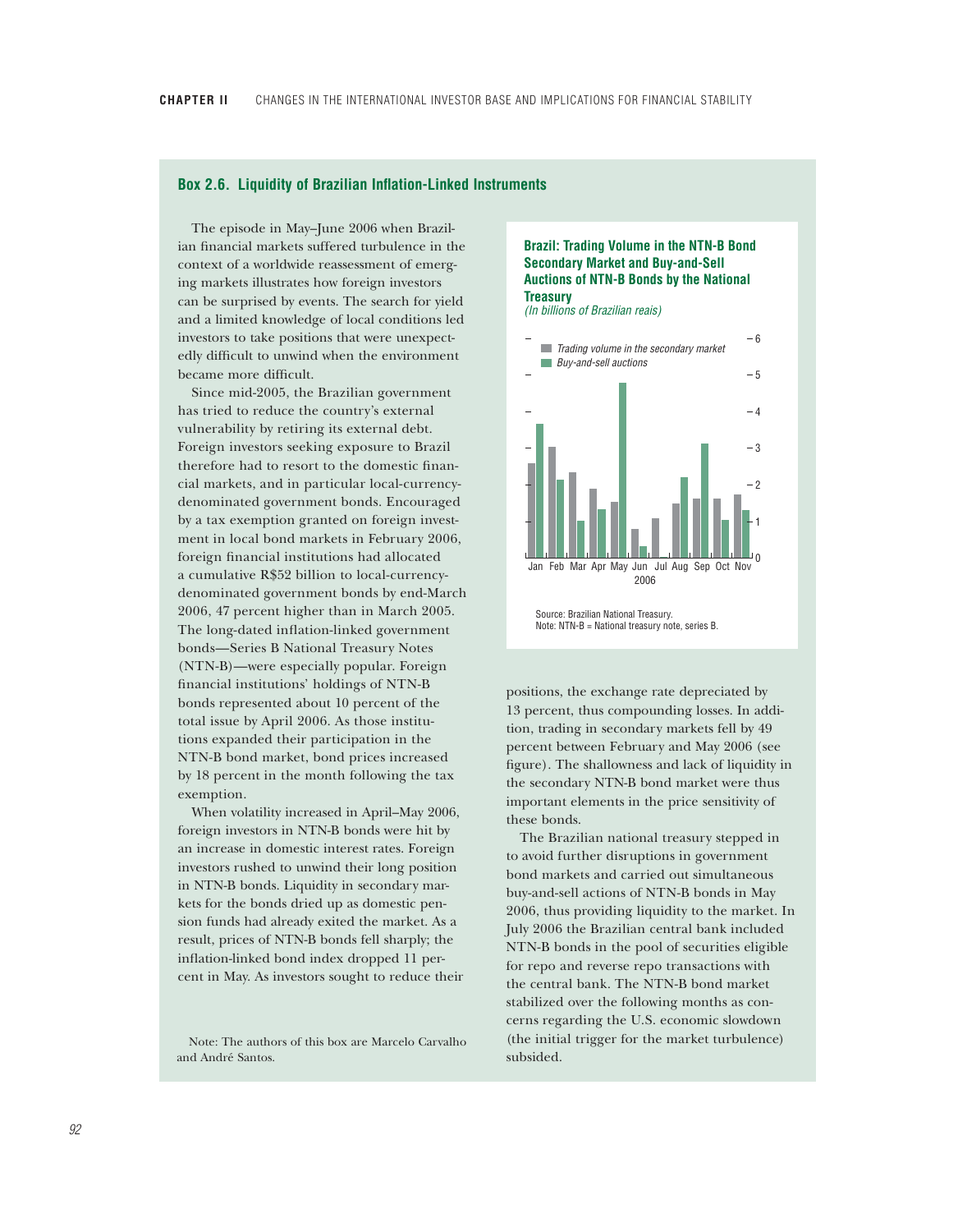## Box 2.6. Liquidity of Brazilian Inflation-Linked Instruments

The episode in May–June 2006 when Brazilian financial markets suffered turbulence in the context of a worldwide reassessment of emerging markets illustrates how foreign investors can be surprised by events. The search for yield and a limited knowledge of local conditions led investors to take positions that were unexpectedly difficult to unwind when the environment became more difficult.

Since mid-2005, the Brazilian government has tried to reduce the country's external vulnerability by retiring its external debt. Foreign investors seeking exposure to Brazil therefore had to resort to the domestic financial markets, and in particular local-currency-denominated government bonds. Encouraged by a tax exemption granted on foreign investment in local bond markets in February 2006, foreign financial institutions had allocated a cumulative R$52 billion to local-currency-denominated government bonds by end-March 2006, 47 percent higher than in March 2005. The long-dated inflation-linked government bonds—Series B National Treasury Notes (NTN-B)—were especially popular. Foreign financial institutions' holdings of NTN-B bonds represented about 10 percent of the total issue by April 2006. As those institutions expanded their participation in the NTN-B bond market, bond prices increased by 18 percent in the month following the tax exemption.

When volatility increased in April–May 2006, foreign investors in NTN-B bonds were hit by an increase in domestic interest rates. Foreign investors rushed to unwind their long position in NTN-B bonds. Liquidity in secondary markets for the bonds dried up as domestic pension funds had already exited the market. As a result, prices of NTN-B bonds fell sharply; the inflation-linked bond index dropped 11 percent in May. As investors sought to reduce their positions, the exchange rate depreciated by 13 percent, thus compounding losses. In addition, trading in secondary markets fell by 49 percent between February and May 2006 (see figure). The shallowness and lack of liquidity in the secondary NTN-B bond market were thus important elements in the price sensitivity of these bonds.

The Brazilian national treasury stepped in to avoid further disruptions in government bond markets and carried out simultaneous buy-and-sell actions of NTN-B bonds in May 2006, thus providing liquidity to the market. In July 2006 the Brazilian central bank included NTN-B bonds in the pool of securities eligible for repo and reverse repo transactions with the central bank. The NTN-B bond market stabilized over the following months as concerns regarding the U.S. economic slowdown (the initial trigger for the market turbulence) subsided.

**Brazil: Trading Volume in the NTN-B Bond Secondary Market and Buy-and-Sell Auctions of NTN-B Bonds by the National Treasury**
*(In billions of Brazilian reais)*

Source: Brazilian National Treasury.
Note: NTN-B = National treasury note, series B.

Note: The authors of this box are Marcelo Carvalho and André Santos.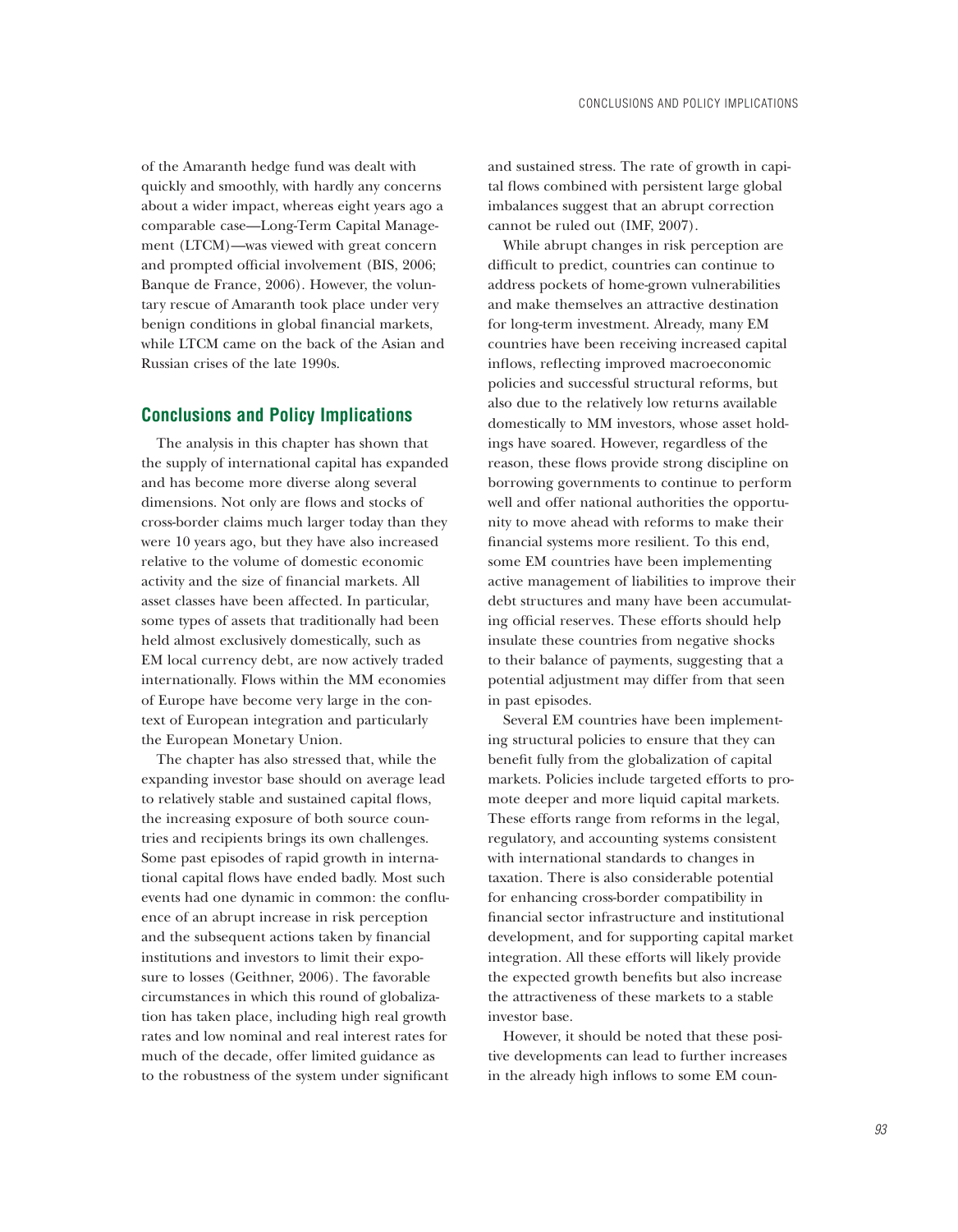of the Amaranth hedge fund was dealt with quickly and smoothly, with hardly any concerns about a wider impact, whereas eight years ago a comparable case—Long-Term Capital Management (LTCM)—was viewed with great concern and prompted official involvement (BIS, 2006; Banque de France, 2006). However, the voluntary rescue of Amaranth took place under very benign conditions in global financial markets, while LTCM came on the back of the Asian and Russian crises of the late 1990s.

## Conclusions and Policy Implications

The analysis in this chapter has shown that the supply of international capital has expanded and has become more diverse along several dimensions. Not only are flows and stocks of cross-border claims much larger today than they were 10 years ago, but they have also increased relative to the volume of domestic economic activity and the size of financial markets. All asset classes have been affected. In particular, some types of assets that traditionally had been held almost exclusively domestically, such as EM local currency debt, are now actively traded internationally. Flows within the MM economies of Europe have become very large in the context of European integration and particularly the European Monetary Union.

The chapter has also stressed that, while the expanding investor base should on average lead to relatively stable and sustained capital flows, the increasing exposure of both source countries and recipients brings its own challenges. Some past episodes of rapid growth in international capital flows have ended badly. Most such events had one dynamic in common: the confluence of an abrupt increase in risk perception and the subsequent actions taken by financial institutions and investors to limit their exposure to losses (Geithner, 2006). The favorable circumstances in which this round of globalization has taken place, including high real growth rates and low nominal and real interest rates for much of the decade, offer limited guidance as to the robustness of the system under significant and sustained stress. The rate of growth in capital flows combined with persistent large global imbalances suggest that an abrupt correction cannot be ruled out (IMF, 2007).

While abrupt changes in risk perception are difficult to predict, countries can continue to address pockets of home-grown vulnerabilities and make themselves an attractive destination for long-term investment. Already, many EM countries have been receiving increased capital inflows, reflecting improved macroeconomic policies and successful structural reforms, but also due to the relatively low returns available domestically to MM investors, whose asset holdings have soared. However, regardless of the reason, these flows provide strong discipline on borrowing governments to continue to perform well and offer national authorities the opportunity to move ahead with reforms to make their financial systems more resilient. To this end, some EM countries have been implementing active management of liabilities to improve their debt structures and many have been accumulating official reserves. These efforts should help insulate these countries from negative shocks to their balance of payments, suggesting that a potential adjustment may differ from that seen in past episodes.

Several EM countries have been implementing structural policies to ensure that they can benefit fully from the globalization of capital markets. Policies include targeted efforts to promote deeper and more liquid capital markets. These efforts range from reforms in the legal, regulatory, and accounting systems consistent with international standards to changes in taxation. There is also considerable potential for enhancing cross-border compatibility in financial sector infrastructure and institutional development, and for supporting capital market integration. All these efforts will likely provide the expected growth benefits but also increase the attractiveness of these markets to a stable investor base.

However, it should be noted that these positive developments can lead to further increases in the already high inflows to some EM coun-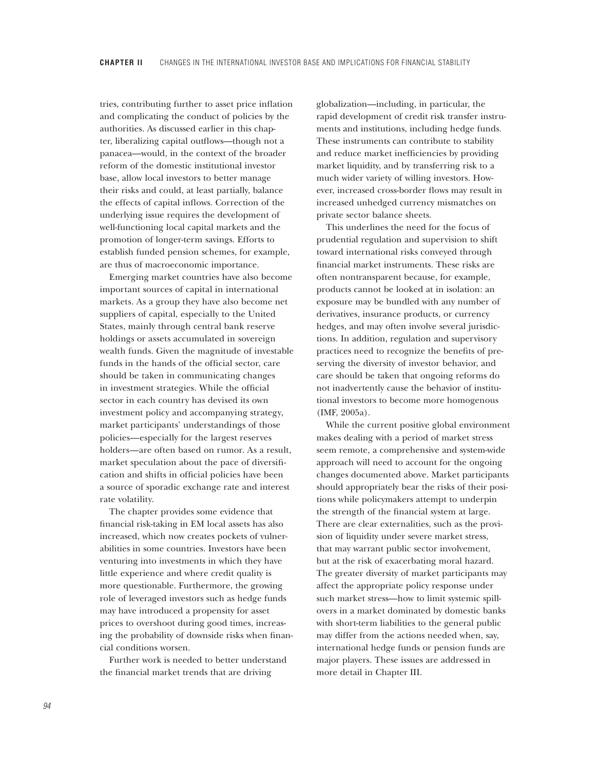tries, contributing further to asset price inflation and complicating the conduct of policies by the authorities. As discussed earlier in this chapter, liberalizing capital outflows—though not a panacea—would, in the context of the broader reform of the domestic institutional investor base, allow local investors to better manage their risks and could, at least partially, balance the effects of capital inflows. Correction of the underlying issue requires the development of well-functioning local capital markets and the promotion of longer-term savings. Efforts to establish funded pension schemes, for example, are thus of macroeconomic importance.

Emerging market countries have also become important sources of capital in international markets. As a group they have also become net suppliers of capital, especially to the United States, mainly through central bank reserve holdings or assets accumulated in sovereign wealth funds. Given the magnitude of investable funds in the hands of the official sector, care should be taken in communicating changes in investment strategies. While the official sector in each country has devised its own investment policy and accompanying strategy, market participants' understandings of those policies—especially for the largest reserves holders—are often based on rumor. As a result, market speculation about the pace of diversification and shifts in official policies have been a source of sporadic exchange rate and interest rate volatility.

The chapter provides some evidence that financial risk-taking in EM local assets has also increased, which now creates pockets of vulnerabilities in some countries. Investors have been venturing into investments in which they have little experience and where credit quality is more questionable. Furthermore, the growing role of leveraged investors such as hedge funds may have introduced a propensity for asset prices to overshoot during good times, increasing the probability of downside risks when financial conditions worsen.

Further work is needed to better understand the financial market trends that are driving globalization—including, in particular, the rapid development of credit risk transfer instruments and institutions, including hedge funds. These instruments can contribute to stability and reduce market inefficiencies by providing market liquidity, and by transferring risk to a much wider variety of willing investors. However, increased cross-border flows may result in increased unhedged currency mismatches on private sector balance sheets.

This underlines the need for the focus of prudential regulation and supervision to shift toward international risks conveyed through financial market instruments. These risks are often nontransparent because, for example, products cannot be looked at in isolation: an exposure may be bundled with any number of derivatives, insurance products, or currency hedges, and may often involve several jurisdictions. In addition, regulation and supervisory practices need to recognize the benefits of preserving the diversity of investor behavior, and care should be taken that ongoing reforms do not inadvertently cause the behavior of institutional investors to become more homogenous (IMF, 2005a).

While the current positive global environment makes dealing with a period of market stress seem remote, a comprehensive and system-wide approach will need to account for the ongoing changes documented above. Market participants should appropriately bear the risks of their positions while policymakers attempt to underpin the strength of the financial system at large. There are clear externalities, such as the provision of liquidity under severe market stress, that may warrant public sector involvement, but at the risk of exacerbating moral hazard. The greater diversity of market participants may affect the appropriate policy response under such market stress—how to limit systemic spillovers in a market dominated by domestic banks with short-term liabilities to the general public may differ from the actions needed when, say, international hedge funds or pension funds are major players. These issues are addressed in more detail in Chapter III.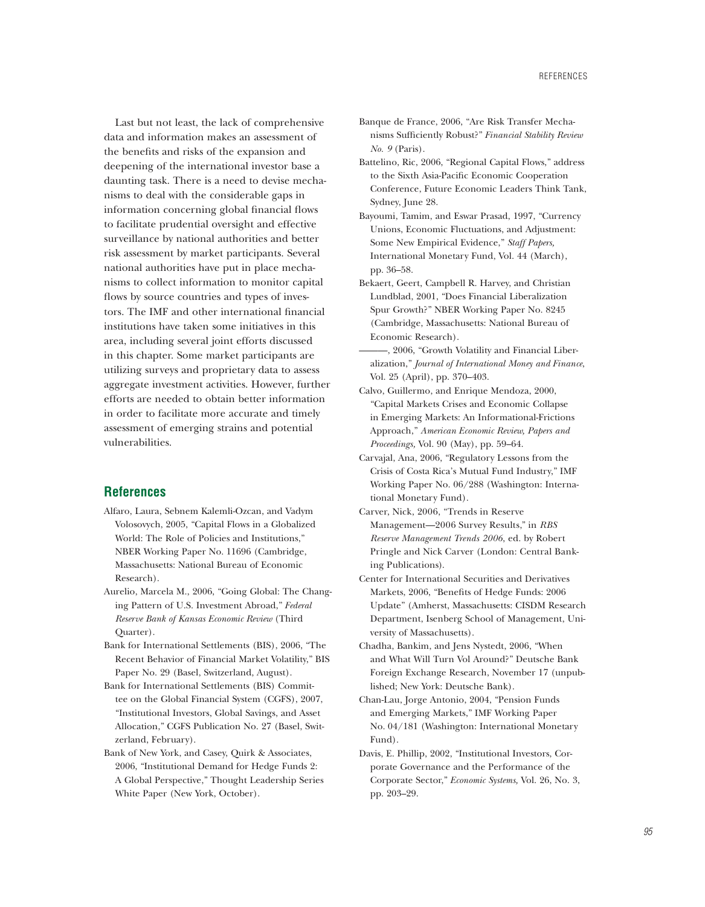Last but not least, the lack of comprehensive data and information makes an assessment of the benefits and risks of the expansion and deepening of the international investor base a daunting task. There is a need to devise mechanisms to deal with the considerable gaps in information concerning global financial flows to facilitate prudential oversight and effective surveillance by national authorities and better risk assessment by market participants. Several national authorities have put in place mechanisms to collect information to monitor capital flows by source countries and types of investors. The IMF and other international financial institutions have taken some initiatives in this area, including several joint efforts discussed in this chapter. Some market participants are utilizing surveys and proprietary data to assess aggregate investment activities. However, further efforts are needed to obtain better information in order to facilitate more accurate and timely assessment of emerging strains and potential vulnerabilities.

## References

Alfaro, Laura, Sebnem Kalemli-Ozcan, and Vadym Volosovych, 2005, "Capital Flows in a Globalized World: The Role of Policies and Institutions," NBER Working Paper No. 11696 (Cambridge, Massachusetts: National Bureau of Economic Research).

Aurelio, Marcela M., 2006, "Going Global: The Changing Pattern of U.S. Investment Abroad," *Federal Reserve Bank of Kansas Economic Review* (Third Quarter).

Bank for International Settlements (BIS), 2006, "The Recent Behavior of Financial Market Volatility," BIS Paper No. 29 (Basel, Switzerland, August).

Bank for International Settlements (BIS) Committee on the Global Financial System (CGFS), 2007, "Institutional Investors, Global Savings, and Asset Allocation," CGFS Publication No. 27 (Basel, Switzerland, February).

Bank of New York, and Casey, Quirk & Associates, 2006, "Institutional Demand for Hedge Funds 2: A Global Perspective," Thought Leadership Series White Paper (New York, October).

Banque de France, 2006, "Are Risk Transfer Mechanisms Sufficiently Robust?" *Financial Stability Review No. 9* (Paris).

Battelino, Ric, 2006, "Regional Capital Flows," address to the Sixth Asia-Pacific Economic Cooperation Conference, Future Economic Leaders Think Tank, Sydney, June 28.

Bayoumi, Tamim, and Eswar Prasad, 1997, "Currency Unions, Economic Fluctuations, and Adjustment: Some New Empirical Evidence," *Staff Papers,* International Monetary Fund, Vol. 44 (March), pp. 36–58.

Bekaert, Geert, Campbell R. Harvey, and Christian Lundblad, 2001, "Does Financial Liberalization Spur Growth?" NBER Working Paper No. 8245 (Cambridge, Massachusetts: National Bureau of Economic Research).

———, 2006, "Growth Volatility and Financial Liberalization," *Journal of International Money and Finance*, Vol. 25 (April), pp. 370–403.

Calvo, Guillermo, and Enrique Mendoza, 2000, "Capital Markets Crises and Economic Collapse in Emerging Markets: An Informational-Frictions Approach," *American Economic Review, Papers and Proceedings*, Vol. 90 (May), pp. 59–64.

Carvajal, Ana, 2006, "Regulatory Lessons from the Crisis of Costa Rica's Mutual Fund Industry," IMF Working Paper No. 06/288 (Washington: International Monetary Fund).

Carver, Nick, 2006, "Trends in Reserve Management—2006 Survey Results," in *RBS Reserve Management Trends 2006*, ed. by Robert Pringle and Nick Carver (London: Central Banking Publications).

Center for International Securities and Derivatives Markets, 2006, "Benefits of Hedge Funds: 2006 Update" (Amherst, Massachusetts: CISDM Research Department, Isenberg School of Management, University of Massachusetts).

Chadha, Bankim, and Jens Nystedt, 2006, "When and What Will Turn Vol Around?" Deutsche Bank Foreign Exchange Research, November 17 (unpublished; New York: Deutsche Bank).

Chan-Lau, Jorge Antonio, 2004, "Pension Funds and Emerging Markets," IMF Working Paper No. 04/181 (Washington: International Monetary Fund).

Davis, E. Phillip, 2002, "Institutional Investors, Corporate Governance and the Performance of the Corporate Sector," *Economic Systems,* Vol. 26, No. 3, pp. 203–29.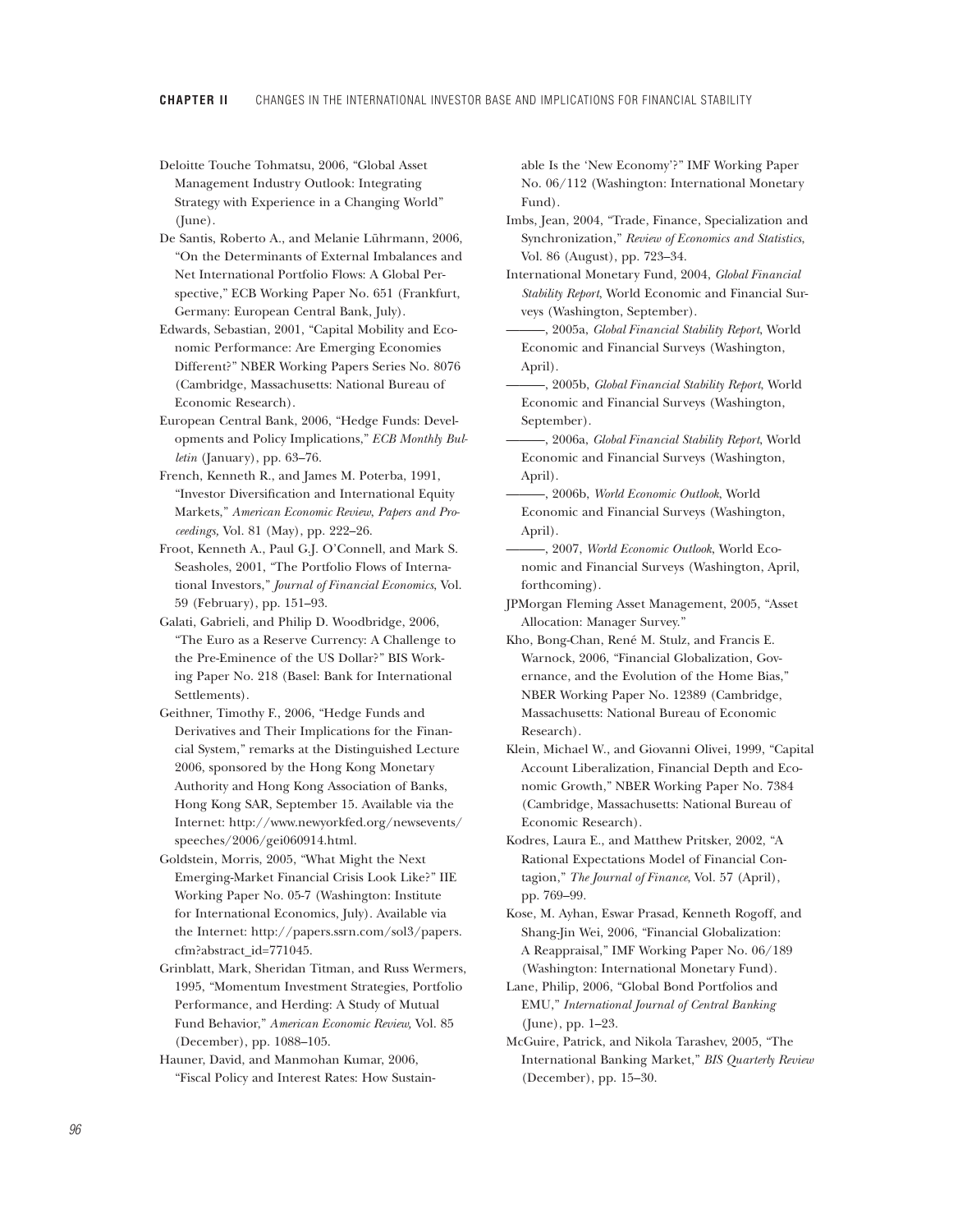Deloitte Touche Tohmatsu, 2006, "Global Asset Management Industry Outlook: Integrating Strategy with Experience in a Changing World" (June).

De Santis, Roberto A., and Melanie Lührmann, 2006, "On the Determinants of External Imbalances and Net International Portfolio Flows: A Global Perspective," ECB Working Paper No. 651 (Frankfurt, Germany: European Central Bank, July).

Edwards, Sebastian, 2001, "Capital Mobility and Economic Performance: Are Emerging Economies Different?" NBER Working Papers Series No. 8076 (Cambridge, Massachusetts: National Bureau of Economic Research).

European Central Bank, 2006, "Hedge Funds: Developments and Policy Implications," *ECB Monthly Bulletin* (January), pp. 63–76.

French, Kenneth R., and James M. Poterba, 1991, "Investor Diversification and International Equity Markets," *American Economic Review, Papers and Proceedings,* Vol. 81 (May), pp. 222–26.

Froot, Kenneth A., Paul G.J. O'Connell, and Mark S. Seasholes, 2001, "The Portfolio Flows of International Investors," *Journal of Financial Economics*, Vol. 59 (February), pp. 151–93.

Galati, Gabrieli, and Philip D. Woodbridge, 2006, "The Euro as a Reserve Currency: A Challenge to the Pre-Eminence of the US Dollar?" BIS Working Paper No. 218 (Basel: Bank for International Settlements).

Geithner, Timothy F., 2006, "Hedge Funds and Derivatives and Their Implications for the Financial System," remarks at the Distinguished Lecture 2006, sponsored by the Hong Kong Monetary Authority and Hong Kong Association of Banks, Hong Kong SAR, September 15. Available via the Internet: http://www.newyorkfed.org/newsevents/speeches/2006/gei060914.html.

Goldstein, Morris, 2005, "What Might the Next Emerging-Market Financial Crisis Look Like?" IIE Working Paper No. 05-7 (Washington: Institute for International Economics, July). Available via the Internet: http://papers.ssrn.com/sol3/papers.cfm?abstract_id=771045.

Grinblatt, Mark, Sheridan Titman, and Russ Wermers, 1995, "Momentum Investment Strategies, Portfolio Performance, and Herding: A Study of Mutual Fund Behavior," *American Economic Review,* Vol. 85 (December), pp. 1088–105.

Hauner, David, and Manmohan Kumar, 2006, "Fiscal Policy and Interest Rates: How Sustainable Is the 'New Economy'?" IMF Working Paper No. 06/112 (Washington: International Monetary Fund).

Imbs, Jean, 2004, "Trade, Finance, Specialization and Synchronization," *Review of Economics and Statistics*, Vol. 86 (August), pp. 723–34.

International Monetary Fund, 2004, *Global Financial Stability Report*, World Economic and Financial Surveys (Washington, September).

———, 2005a, *Global Financial Stability Report*, World Economic and Financial Surveys (Washington, April).

———, 2005b, *Global Financial Stability Report*, World Economic and Financial Surveys (Washington, September).

———, 2006a, *Global Financial Stability Report*, World Economic and Financial Surveys (Washington, April).

———, 2006b, *World Economic Outlook*, World Economic and Financial Surveys (Washington, April).

———, 2007, *World Economic Outlook*, World Economic and Financial Surveys (Washington, April, forthcoming).

JPMorgan Fleming Asset Management, 2005, "Asset Allocation: Manager Survey."

Kho, Bong-Chan, René M. Stulz, and Francis E. Warnock, 2006, "Financial Globalization, Governance, and the Evolution of the Home Bias," NBER Working Paper No. 12389 (Cambridge, Massachusetts: National Bureau of Economic Research).

Klein, Michael W., and Giovanni Olivei, 1999, "Capital Account Liberalization, Financial Depth and Economic Growth," NBER Working Paper No. 7384 (Cambridge, Massachusetts: National Bureau of Economic Research).

Kodres, Laura E., and Matthew Pritsker, 2002, "A Rational Expectations Model of Financial Contagion," *The Journal of Finance*, Vol. 57 (April), pp. 769–99.

Kose, M. Ayhan, Eswar Prasad, Kenneth Rogoff, and Shang-Jin Wei, 2006, "Financial Globalization: A Reappraisal," IMF Working Paper No. 06/189 (Washington: International Monetary Fund).

Lane, Philip, 2006, "Global Bond Portfolios and EMU," *International Journal of Central Banking* (June), pp. 1–23.

McGuire, Patrick, and Nikola Tarashev, 2005, "The International Banking Market," *BIS Quarterly Review* (December), pp. 15–30.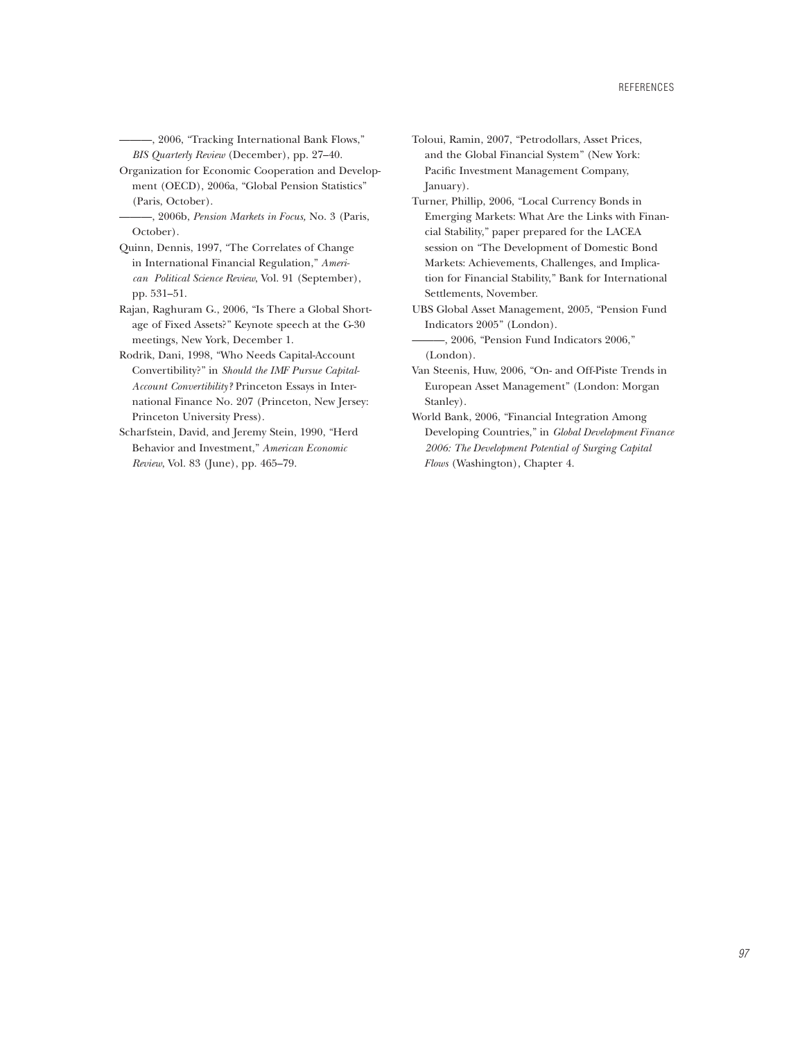———, 2006, "Tracking International Bank Flows," *BIS Quarterly Review* (December), pp. 27–40.

Organization for Economic Cooperation and Development (OECD), 2006a, "Global Pension Statistics" (Paris, October).

———, 2006b, *Pension Markets in Focus,* No. 3 (Paris, October).

Quinn, Dennis, 1997, "The Correlates of Change in International Financial Regulation," *American Political Science Review*, Vol. 91 (September), pp. 531–51.

Rajan, Raghuram G., 2006, "Is There a Global Shortage of Fixed Assets?" Keynote speech at the G-30 meetings, New York, December 1.

Rodrik, Dani, 1998, "Who Needs Capital-Account Convertibility?" in *Should the IMF Pursue Capital-Account Convertibility?* Princeton Essays in International Finance No. 207 (Princeton, New Jersey: Princeton University Press).

Scharfstein, David, and Jeremy Stein, 1990, "Herd Behavior and Investment," *American Economic Review*, Vol. 83 (June), pp. 465–79.

Toloui, Ramin, 2007, "Petrodollars, Asset Prices, and the Global Financial System" (New York: Pacific Investment Management Company, January).

Turner, Phillip, 2006, "Local Currency Bonds in Emerging Markets: What Are the Links with Financial Stability," paper prepared for the LACEA session on "The Development of Domestic Bond Markets: Achievements, Challenges, and Implication for Financial Stability," Bank for International Settlements, November.

UBS Global Asset Management, 2005, "Pension Fund Indicators 2005" (London).

———, 2006, "Pension Fund Indicators 2006," (London).

Van Steenis, Huw, 2006, "On- and Off-Piste Trends in European Asset Management" (London: Morgan Stanley).

World Bank, 2006, "Financial Integration Among Developing Countries," in *Global Development Finance 2006: The Development Potential of Surging Capital Flows* (Washington), Chapter 4.